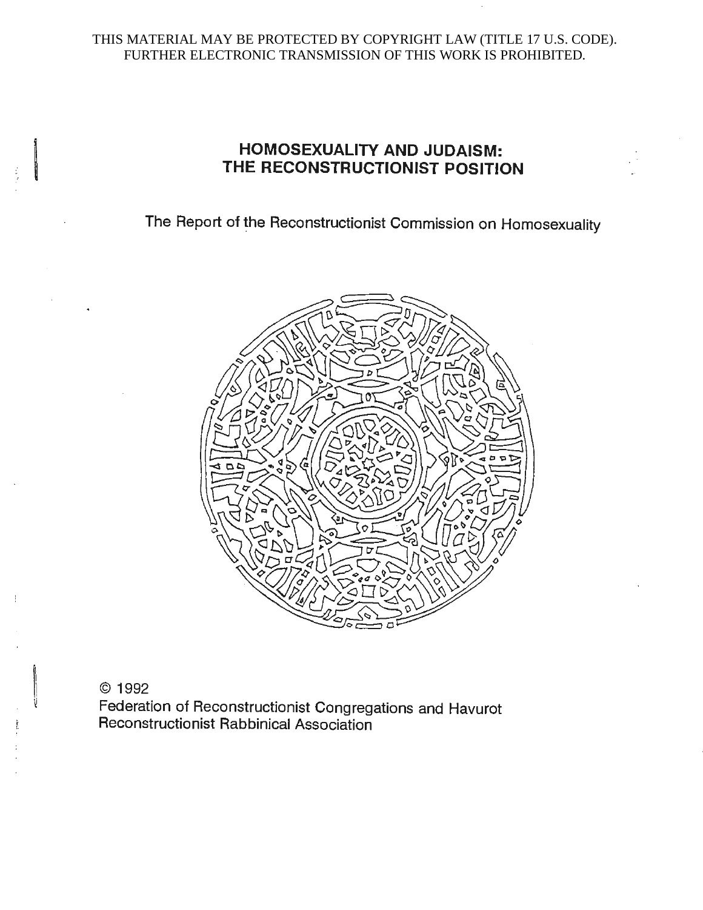THIS MATERIAL MAY BE PROTECTED BY COPYRIGHT LAW (TITLE 17 U.S. CODE). FURTHER ELECTRONIC TRANSMISSION OF THIS WORK IS PROHIBITED.

# HOMOSEXUALITY AND JUDAISM: THE RECONSTRUCTIONIST POSITION

The Report of the Reconstructionist Commission on Homosexuality

© 1992
Federation of Reconstructionist Congregations and Havurot
Reconstructionist Rabbinical Association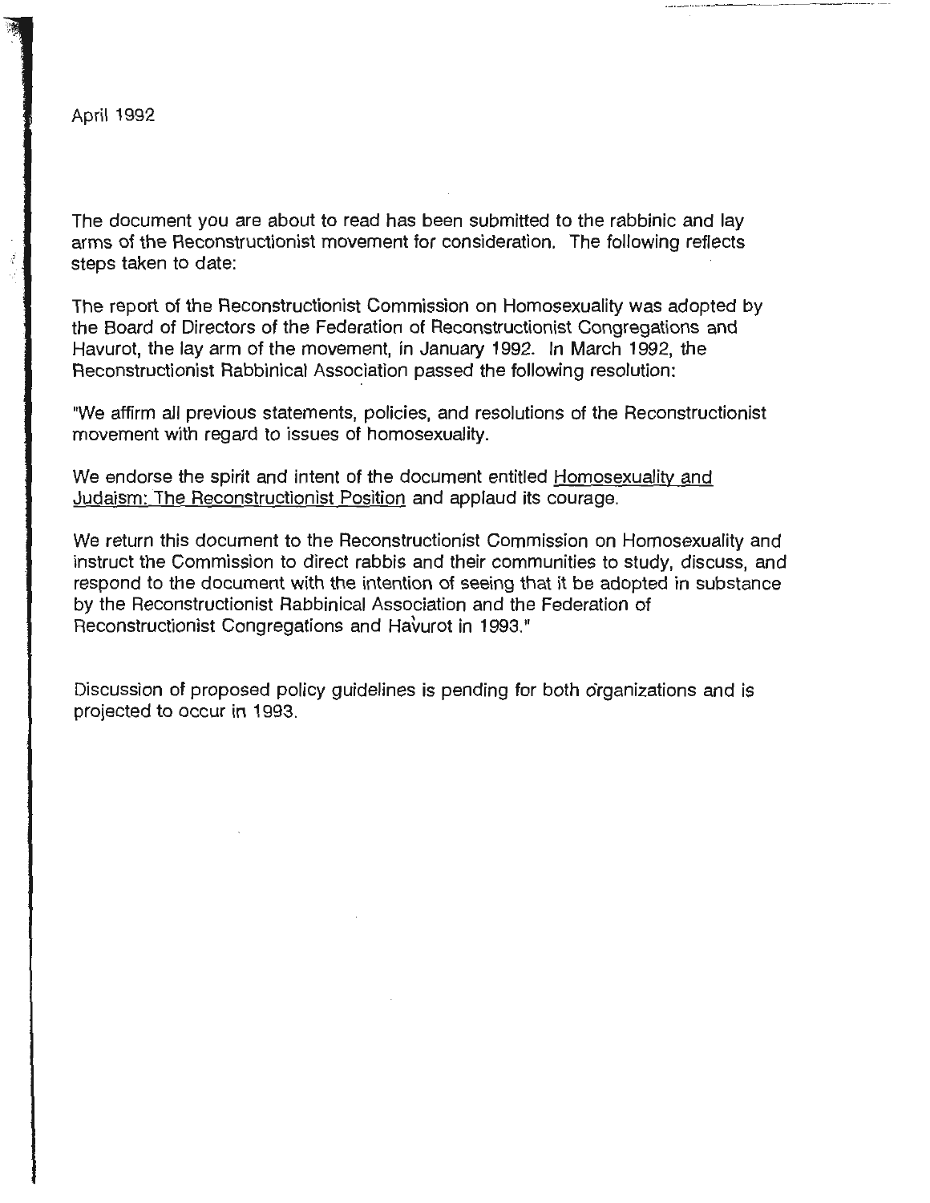April 1992

The document you are about to read has been submitted to the rabbinic and lay arms of the Reconstructionist movement for consideration. The following reflects steps taken to date:

The report of the Reconstructionist Commission on Homosexuality was adopted by the Board of Directors of the Federation of Reconstructionist Congregations and Havurot, the lay arm of the movement, in January 1992. In March 1992, the Reconstructionist Rabbinical Association passed the following resolution:

"We affirm all previous statements, policies, and resolutions of the Reconstructionist movement with regard to issues of homosexuality.

We endorse the spirit and intent of the document entitled Homosexuality and Judaism: The Reconstructionist Position and applaud its courage.

We return this document to the Reconstructionist Commission on Homosexuality and instruct the Commission to direct rabbis and their communities to study, discuss, and respond to the document with the intention of seeing that it be adopted in substance by the Reconstructionist Rabbinical Association and the Federation of Reconstructionist Congregations and Havurot in 1993."

Discussion of proposed policy guidelines is pending for both organizations and is projected to occur in 1993.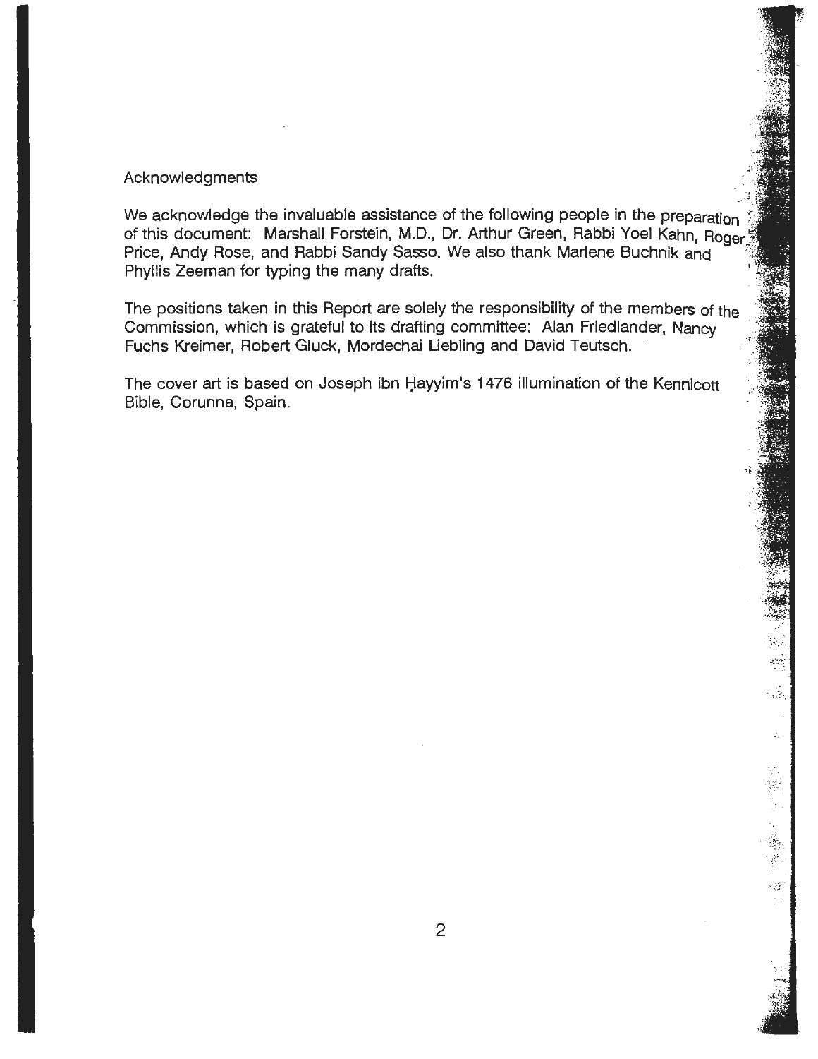## Acknowledgments

We acknowledge the invaluable assistance of the following people in the preparation of this document: Marshall Forstein, M.D., Dr. Arthur Green, Rabbi Yoel Kahn, Roger Price, Andy Rose, and Rabbi Sandy Sasso. We also thank Marlene Buchnik and Phyllis Zeeman for typing the many drafts.

The positions taken in this Report are solely the responsibility of the members of the Commission, which is grateful to its drafting committee: Alan Friedlander, Nancy Fuchs Kreimer, Robert Gluck, Mordechai Liebling and David Teutsch.

The cover art is based on Joseph ibn Ḥayyim's 1476 illumination of the Kennicott Bible, Corunna, Spain.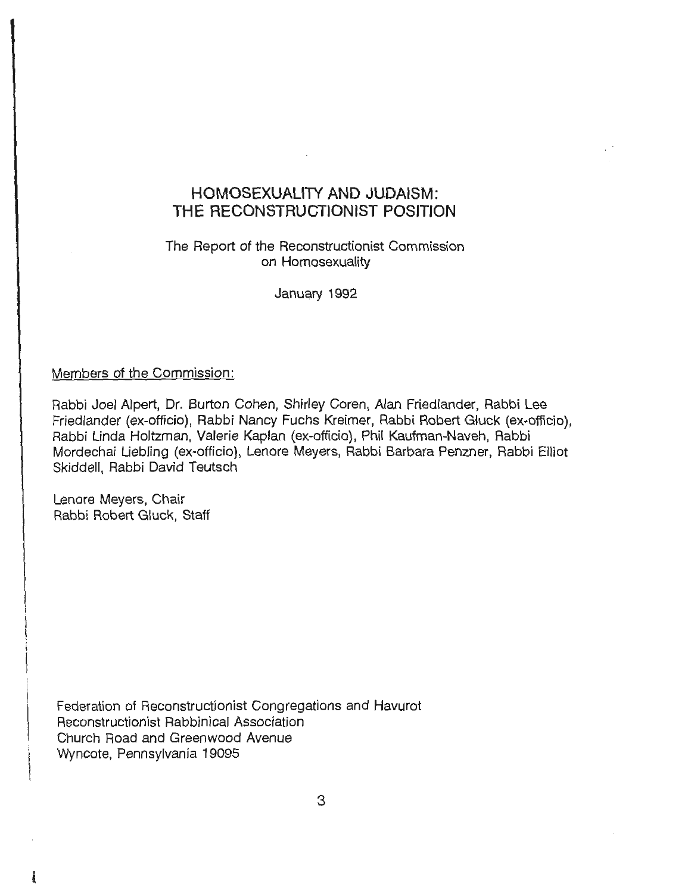# HOMOSEXUALITY AND JUDAISM: THE RECONSTRUCTIONIST POSITION

The Report of the Reconstructionist Commission on Homosexuality

January 1992

Members of the Commission:

Rabbi Joel Alpert, Dr. Burton Cohen, Shirley Coren, Alan Friedlander, Rabbi Lee Friedlander (ex-officio), Rabbi Nancy Fuchs Kreimer, Rabbi Robert Gluck (ex-officio), Rabbi Linda Holtzman, Valerie Kaplan (ex-officio), Phil Kaufman-Naveh, Rabbi Mordechai Liebling (ex-officio), Lenore Meyers, Rabbi Barbara Penzner, Rabbi Elliot Skiddell, Rabbi David Teutsch

Lenore Meyers, Chair
Rabbi Robert Gluck, Staff

Federation of Reconstructionist Congregations and Havurot
Reconstructionist Rabbinical Association
Church Road and Greenwood Avenue
Wyncote, Pennsylvania 19095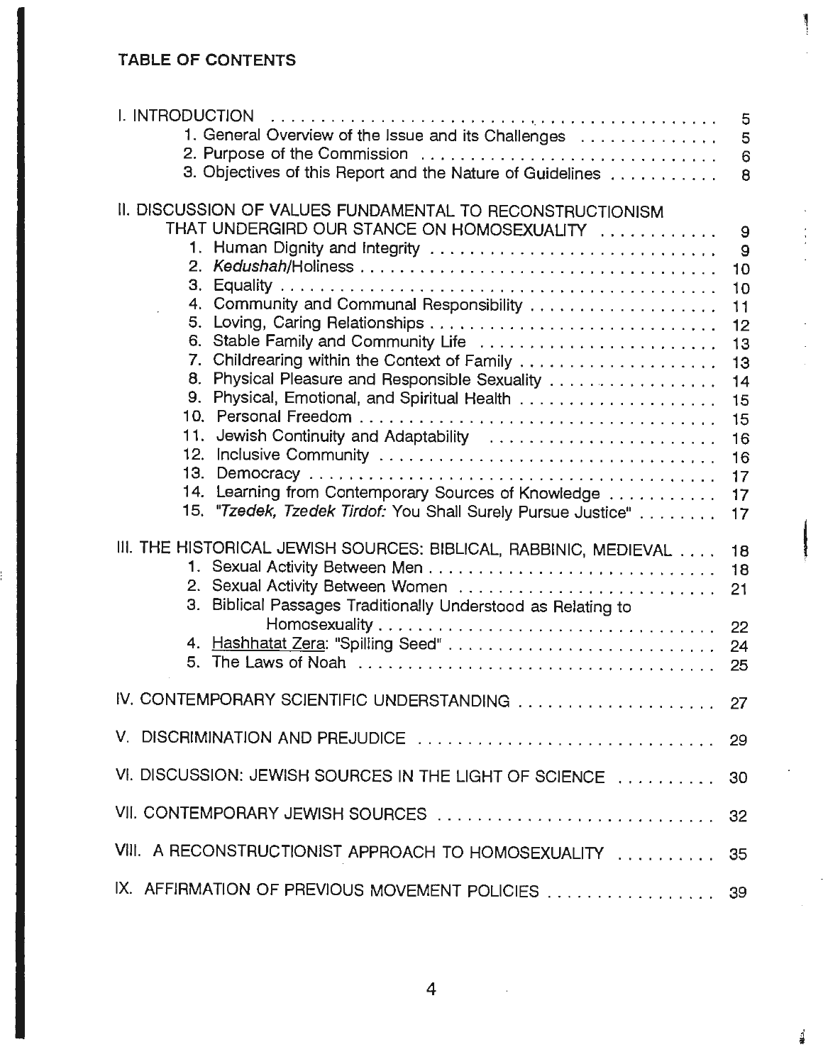## TABLE OF CONTENTS

I. INTRODUCTION ........................................ 5
- 1. General Overview of the Issue and its Challenges .............. 5
- 2. Purpose of the Commission .............................. 6
- 3. Objectives of this Report and the Nature of Guidelines ........... 8

II. DISCUSSION OF VALUES FUNDAMENTAL TO RECONSTRUCTIONISM THAT UNDERGIRD OUR STANCE ON HOMOSEXUALITY ............ 9
- 1. Human Dignity and Integrity ............................. 9
- 2. *Kedushah*/Holiness ..................................... 10
- 3. Equality .............................................. 10
- 4. Community and Communal Responsibility .................... 11
- 5. Loving, Caring Relationships ............................. 12
- 6. Stable Family and Community Life ........................ 13
- 7. Childrearing within the Context of Family .................... 13
- 8. Physical Pleasure and Responsible Sexuality ................. 14
- 9. Physical, Emotional, and Spiritual Health .................... 15
- 10. Personal Freedom ..................................... 15
- 11. Jewish Continuity and Adaptability ....................... 16
- 12. Inclusive Community ................................... 16
- 13. Democracy ........................................... 17
- 14. Learning from Contemporary Sources of Knowledge ........... 17
- 15. *"Tzedek, Tzedek Tirdof:* You Shall Surely Pursue Justice" ........ 17

III. THE HISTORICAL JEWISH SOURCES: BIBLICAL, RABBINIC, MEDIEVAL .... 18
- 1. Sexual Activity Between Men ............................. 18
- 2. Sexual Activity Between Women .......................... 21
- 3. Biblical Passages Traditionally Understood as Relating to Homosexuality ................................. 22
- 4. Hashhatat Zera: "Spilling Seed" ........................... 24
- 5. The Laws of Noah ..................................... 25

IV. CONTEMPORARY SCIENTIFIC UNDERSTANDING .................... 27

V. DISCRIMINATION AND PREJUDICE .............................. 29

VI. DISCUSSION: JEWISH SOURCES IN THE LIGHT OF SCIENCE .......... 30

VII. CONTEMPORARY JEWISH SOURCES ............................ 32

VIII. A RECONSTRUCTIONIST APPROACH TO HOMOSEXUALITY .......... 35

IX. AFFIRMATION OF PREVIOUS MOVEMENT POLICIES ................. 39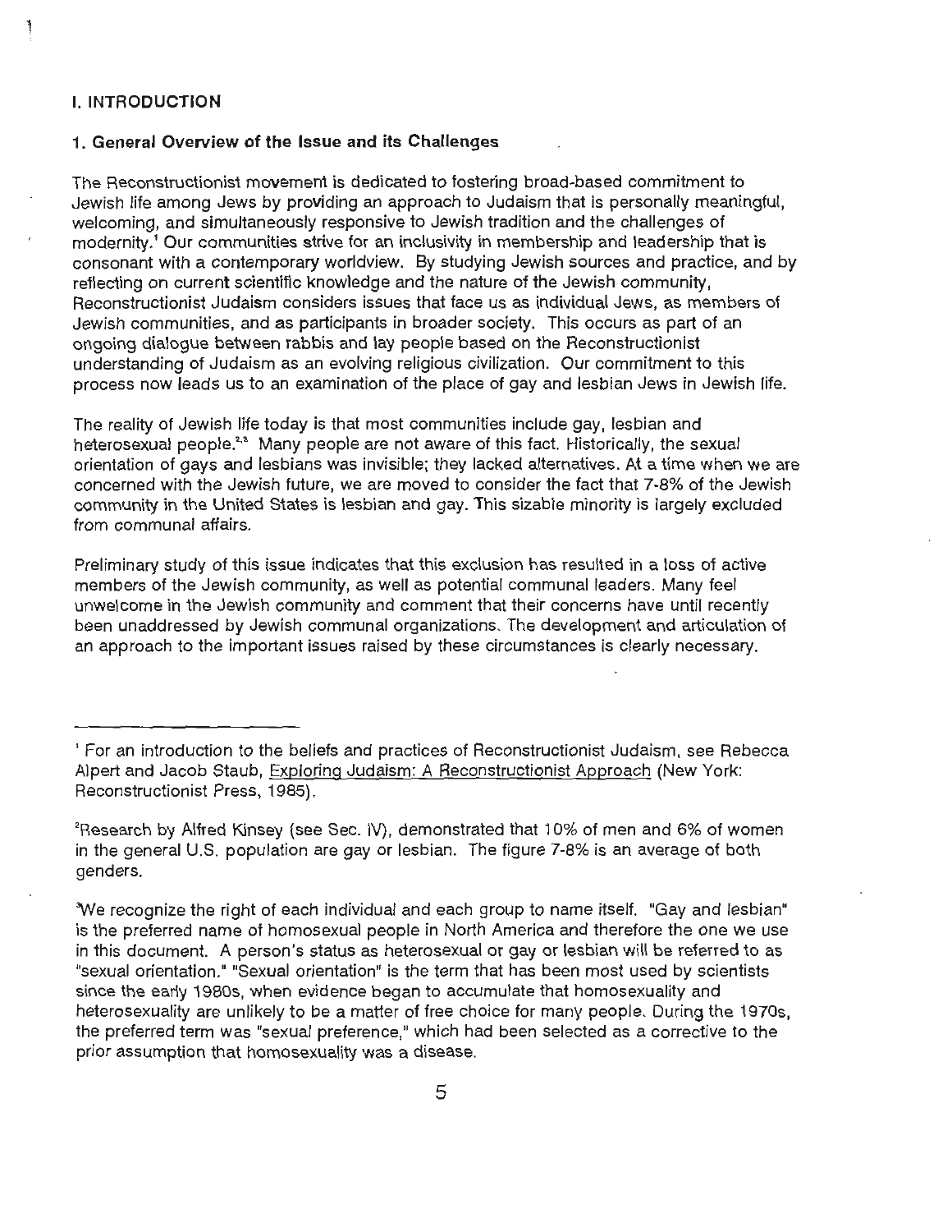# I. INTRODUCTION

## 1. General Overview of the Issue and its Challenges

The Reconstructionist movement is dedicated to fostering broad-based commitment to Jewish life among Jews by providing an approach to Judaism that is personally meaningful, welcoming, and simultaneously responsive to Jewish tradition and the challenges of modernity.[1] Our communities strive for an inclusivity in membership and leadership that is consonant with a contemporary worldview. By studying Jewish sources and practice, and by reflecting on current scientific knowledge and the nature of the Jewish community, Reconstructionist Judaism considers issues that face us as individual Jews, as members of Jewish communities, and as participants in broader society. This occurs as part of an ongoing dialogue between rabbis and lay people based on the Reconstructionist understanding of Judaism as an evolving religious civilization. Our commitment to this process now leads us to an examination of the place of gay and lesbian Jews in Jewish life.

The reality of Jewish life today is that most communities include gay, lesbian and heterosexual people.[2,3] Many people are not aware of this fact. Historically, the sexual orientation of gays and lesbians was invisible; they lacked alternatives. At a time when we are concerned with the Jewish future, we are moved to consider the fact that 7-8% of the Jewish community in the United States is lesbian and gay. This sizable minority is largely excluded from communal affairs.

Preliminary study of this issue indicates that this exclusion has resulted in a loss of active members of the Jewish community, as well as potential communal leaders. Many feel unwelcome in the Jewish community and comment that their concerns have until recently been unaddressed by Jewish communal organizations. The development and articulation of an approach to the important issues raised by these circumstances is clearly necessary.

---

[1] For an introduction to the beliefs and practices of Reconstructionist Judaism, see Rebecca Alpert and Jacob Staub, Exploring Judaism: A Reconstructionist Approach (New York: Reconstructionist Press, 1985).

[2] Research by Alfred Kinsey (see Sec. IV), demonstrated that 10% of men and 6% of women in the general U.S. population are gay or lesbian. The figure 7-8% is an average of both genders.

[3] We recognize the right of each individual and each group to name itself. "Gay and lesbian" is the preferred name of homosexual people in North America and therefore the one we use in this document. A person's status as heterosexual or gay or lesbian will be referred to as "sexual orientation." "Sexual orientation" is the term that has been most used by scientists since the early 1980s, when evidence began to accumulate that homosexuality and heterosexuality are unlikely to be a matter of free choice for many people. During the 1970s, the preferred term was "sexual preference," which had been selected as a corrective to the prior assumption that homosexuality was a disease.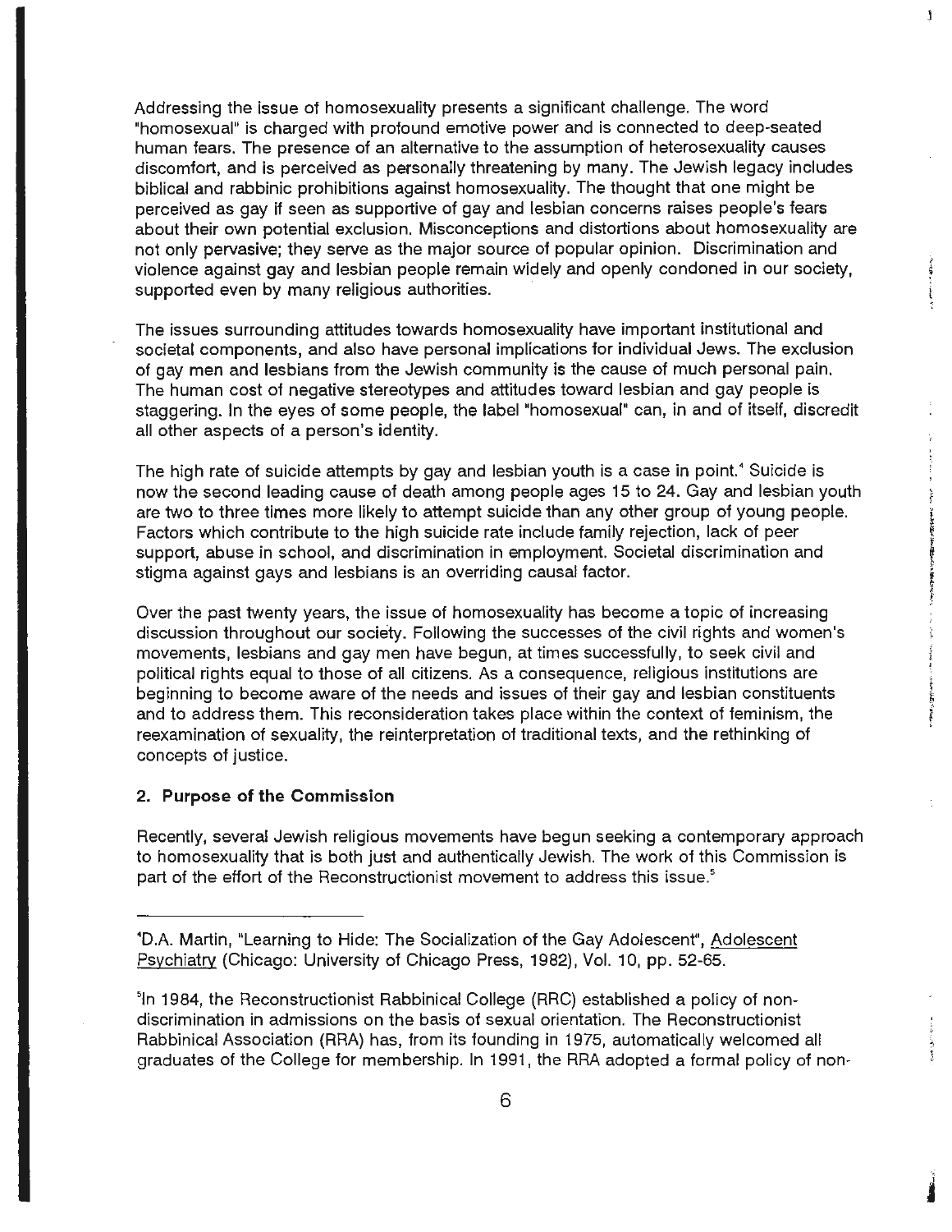Addressing the issue of homosexuality presents a significant challenge. The word "homosexual" is charged with profound emotive power and is connected to deep-seated human fears. The presence of an alternative to the assumption of heterosexuality causes discomfort, and is perceived as personally threatening by many. The Jewish legacy includes biblical and rabbinic prohibitions against homosexuality. The thought that one might be perceived as gay if seen as supportive of gay and lesbian concerns raises people's fears about their own potential exclusion. Misconceptions and distortions about homosexuality are not only pervasive; they serve as the major source of popular opinion. Discrimination and violence against gay and lesbian people remain widely and openly condoned in our society, supported even by many religious authorities.

The issues surrounding attitudes towards homosexuality have important institutional and societal components, and also have personal implications for individual Jews. The exclusion of gay men and lesbians from the Jewish community is the cause of much personal pain. The human cost of negative stereotypes and attitudes toward lesbian and gay people is staggering. In the eyes of some people, the label "homosexual" can, in and of itself, discredit all other aspects of a person's identity.

The high rate of suicide attempts by gay and lesbian youth is a case in point.[4] Suicide is now the second leading cause of death among people ages 15 to 24. Gay and lesbian youth are two to three times more likely to attempt suicide than any other group of young people. Factors which contribute to the high suicide rate include family rejection, lack of peer support, abuse in school, and discrimination in employment. Societal discrimination and stigma against gays and lesbians is an overriding causal factor.

Over the past twenty years, the issue of homosexuality has become a topic of increasing discussion throughout our society. Following the successes of the civil rights and women's movements, lesbians and gay men have begun, at times successfully, to seek civil and political rights equal to those of all citizens. As a consequence, religious institutions are beginning to become aware of the needs and issues of their gay and lesbian constituents and to address them. This reconsideration takes place within the context of feminism, the reexamination of sexuality, the reinterpretation of traditional texts, and the rethinking of concepts of justice.

### 2. Purpose of the Commission

Recently, several Jewish religious movements have begun seeking a contemporary approach to homosexuality that is both just and authentically Jewish. The work of this Commission is part of the effort of the Reconstructionist movement to address this issue.[5]

---

[4] D.A. Martin, "Learning to Hide: The Socialization of the Gay Adolescent", Adolescent Psychiatry (Chicago: University of Chicago Press, 1982), Vol. 10, pp. 52-65.

[5] In 1984, the Reconstructionist Rabbinical College (RRC) established a policy of non-discrimination in admissions on the basis of sexual orientation. The Reconstructionist Rabbinical Association (RRA) has, from its founding in 1975, automatically welcomed all graduates of the College for membership. In 1991, the RRA adopted a formal policy of non-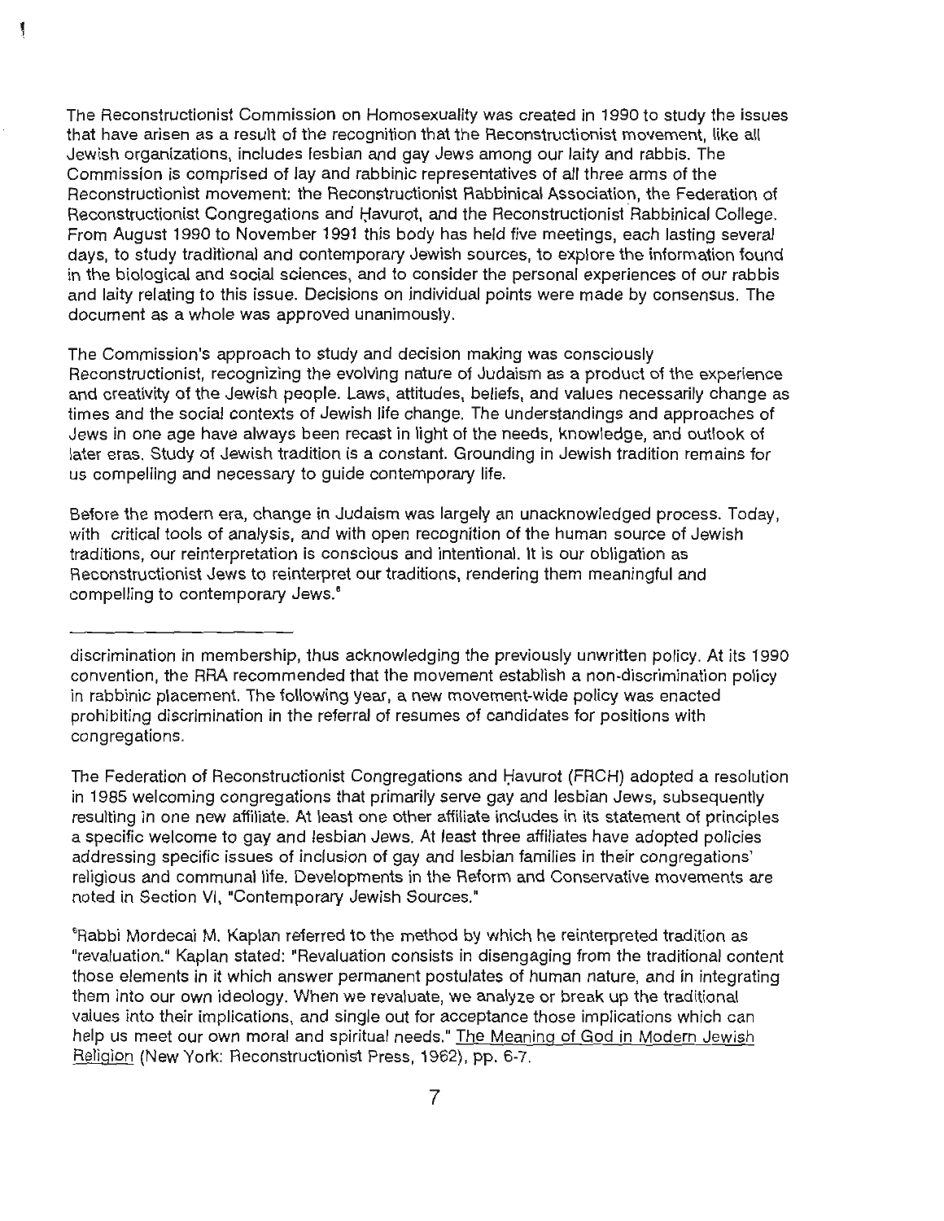The Reconstructionist Commission on Homosexuality was created in 1990 to study the issues that have arisen as a result of the recognition that the Reconstructionist movement, like all Jewish organizations, includes lesbian and gay Jews among our laity and rabbis. The Commission is comprised of lay and rabbinic representatives of all three arms of the Reconstructionist movement: the Reconstructionist Rabbinical Association, the Federation of Reconstructionist Congregations and Ḥavurot, and the Reconstructionist Rabbinical College. From August 1990 to November 1991 this body has held five meetings, each lasting several days, to study traditional and contemporary Jewish sources, to explore the information found in the biological and social sciences, and to consider the personal experiences of our rabbis and laity relating to this issue. Decisions on individual points were made by consensus. The document as a whole was approved unanimously.

The Commission's approach to study and decision making was consciously Reconstructionist, recognizing the evolving nature of Judaism as a product of the experience and creativity of the Jewish people. Laws, attitudes, beliefs, and values necessarily change as times and the social contexts of Jewish life change. The understandings and approaches of Jews in one age have always been recast in light of the needs, knowledge, and outlook of later eras. Study of Jewish tradition is a constant. Grounding in Jewish tradition remains for us compelling and necessary to guide contemporary life.

Before the modern era, change in Judaism was largely an unacknowledged process. Today, with critical tools of analysis, and with open recognition of the human source of Jewish traditions, our reinterpretation is conscious and intentional. It is our obligation as Reconstructionist Jews to reinterpret our traditions, rendering them meaningful and compelling to contemporary Jews.[6]

---

discrimination in membership, thus acknowledging the previously unwritten policy. At its 1990 convention, the RRA recommended that the movement establish a non-discrimination policy in rabbinic placement. The following year, a new movement-wide policy was enacted prohibiting discrimination in the referral of resumes of candidates for positions with congregations.

The Federation of Reconstructionist Congregations and Ḥavurot (FRCH) adopted a resolution in 1985 welcoming congregations that primarily serve gay and lesbian Jews, subsequently resulting in one new affiliate. At least one other affiliate includes in its statement of principles a specific welcome to gay and lesbian Jews. At least three affiliates have adopted policies addressing specific issues of inclusion of gay and lesbian families in their congregations' religious and communal life. Developments in the Reform and Conservative movements are noted in Section VI, "Contemporary Jewish Sources."

[6] Rabbi Mordecai M. Kaplan referred to the method by which he reinterpreted tradition as "revaluation." Kaplan stated: "Revaluation consists in disengaging from the traditional content those elements in it which answer permanent postulates of human nature, and in integrating them into our own ideology. When we revaluate, we analyze or break up the traditional values into their implications, and single out for acceptance those implications which can help us meet our own moral and spiritual needs." The Meaning of God in Modern Jewish Religion (New York: Reconstructionist Press, 1962), pp. 6-7.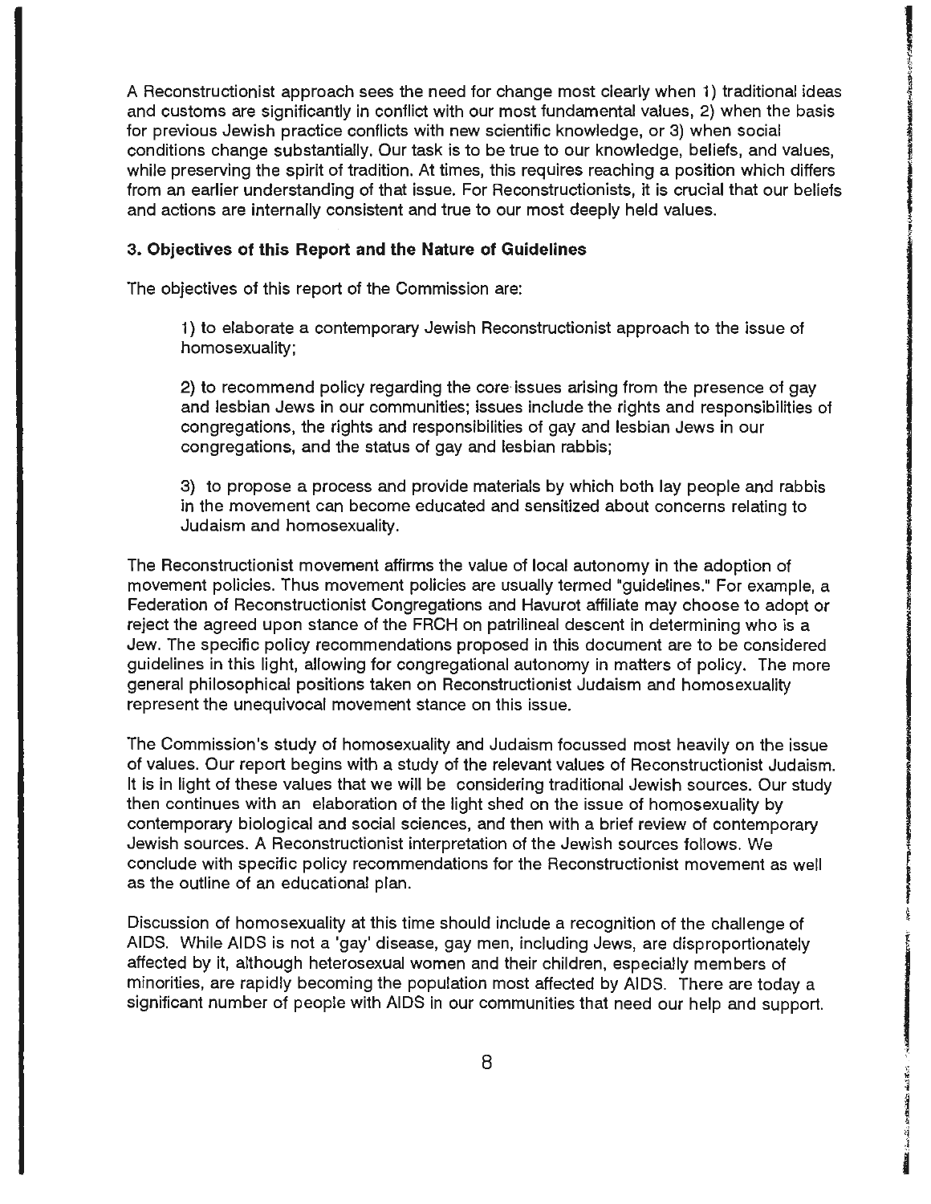A Reconstructionist approach sees the need for change most clearly when 1) traditional ideas and customs are significantly in conflict with our most fundamental values, 2) when the basis for previous Jewish practice conflicts with new scientific knowledge, or 3) when social conditions change substantially. Our task is to be true to our knowledge, beliefs, and values, while preserving the spirit of tradition. At times, this requires reaching a position which differs from an earlier understanding of that issue. For Reconstructionists, it is crucial that our beliefs and actions are internally consistent and true to our most deeply held values.

### 3. Objectives of this Report and the Nature of Guidelines

The objectives of this report of the Commission are:

> 1) to elaborate a contemporary Jewish Reconstructionist approach to the issue of homosexuality;
>
> 2) to recommend policy regarding the core issues arising from the presence of gay and lesbian Jews in our communities; issues include the rights and responsibilities of congregations, the rights and responsibilities of gay and lesbian Jews in our congregations, and the status of gay and lesbian rabbis;
>
> 3) to propose a process and provide materials by which both lay people and rabbis in the movement can become educated and sensitized about concerns relating to Judaism and homosexuality.

The Reconstructionist movement affirms the value of local autonomy in the adoption of movement policies. Thus movement policies are usually termed "guidelines." For example, a Federation of Reconstructionist Congregations and Havurot affiliate may choose to adopt or reject the agreed upon stance of the FRCH on patrilineal descent in determining who is a Jew. The specific policy recommendations proposed in this document are to be considered guidelines in this light, allowing for congregational autonomy in matters of policy. The more general philosophical positions taken on Reconstructionist Judaism and homosexuality represent the unequivocal movement stance on this issue.

The Commission's study of homosexuality and Judaism focussed most heavily on the issue of values. Our report begins with a study of the relevant values of Reconstructionist Judaism. It is in light of these values that we will be considering traditional Jewish sources. Our study then continues with an elaboration of the light shed on the issue of homosexuality by contemporary biological and social sciences, and then with a brief review of contemporary Jewish sources. A Reconstructionist interpretation of the Jewish sources follows. We conclude with specific policy recommendations for the Reconstructionist movement as well as the outline of an educational plan.

Discussion of homosexuality at this time should include a recognition of the challenge of AIDS. While AIDS is not a 'gay' disease, gay men, including Jews, are disproportionately affected by it, although heterosexual women and their children, especially members of minorities, are rapidly becoming the population most affected by AIDS. There are today a significant number of people with AIDS in our communities that need our help and support.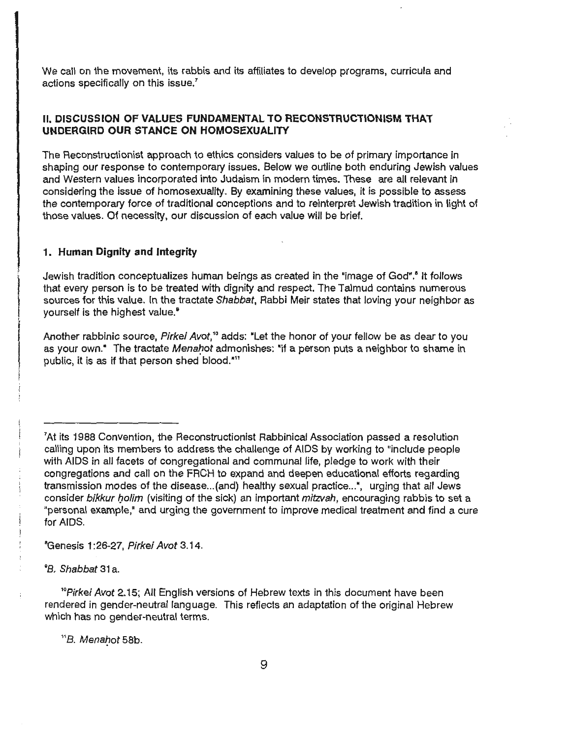We call on the movement, its rabbis and its affiliates to develop programs, curricula and actions specifically on this issue.[7]

## II. DISCUSSION OF VALUES FUNDAMENTAL TO RECONSTRUCTIONISM THAT UNDERGIRD OUR STANCE ON HOMOSEXUALITY

The Reconstructionist approach to ethics considers values to be of primary importance in shaping our response to contemporary issues. Below we outline both enduring Jewish values and Western values incorporated into Judaism in modern times. These are all relevant in considering the issue of homosexuality. By examining these values, it is possible to assess the contemporary force of traditional conceptions and to reinterpret Jewish tradition in light of those values. Of necessity, our discussion of each value will be brief.

### 1. Human Dignity and Integrity

Jewish tradition conceptualizes human beings as created in the "image of God".[8] It follows that every person is to be treated with dignity and respect. The Talmud contains numerous sources for this value. In the tractate *Shabbat*, Rabbi Meir states that loving your neighbor as yourself is the highest value.[9]

Another rabbinic source, *Pirkei Avot*,[10] adds: "Let the honor of your fellow be as dear to you as your own." The tractate *Menaḥot* admonishes: "if a person puts a neighbor to shame in public, it is as if that person shed blood."[11]

---

[7]At its 1988 Convention, the Reconstructionist Rabbinical Association passed a resolution calling upon its members to address the challenge of AIDS by working to "include people with AIDS in all facets of congregational and communal life, pledge to work with their congregations and call on the FRCH to expand and deepen educational efforts regarding transmission modes of the disease...(and) healthy sexual practice...", urging that all Jews consider *bikkur ḥolim* (visiting of the sick) an important *mitzvah*, encouraging rabbis to set a "personal example," and urging the government to improve medical treatment and find a cure for AIDS.

[8]Genesis 1:26-27, *Pirkei Avot* 3.14.

[9]*B. Shabbat* 31a.

[10]*Pirkei Avot* 2.15; All English versions of Hebrew texts in this document have been rendered in gender-neutral language. This reflects an adaptation of the original Hebrew which has no gender-neutral terms.

[11]*B. Menaḥot* 58b.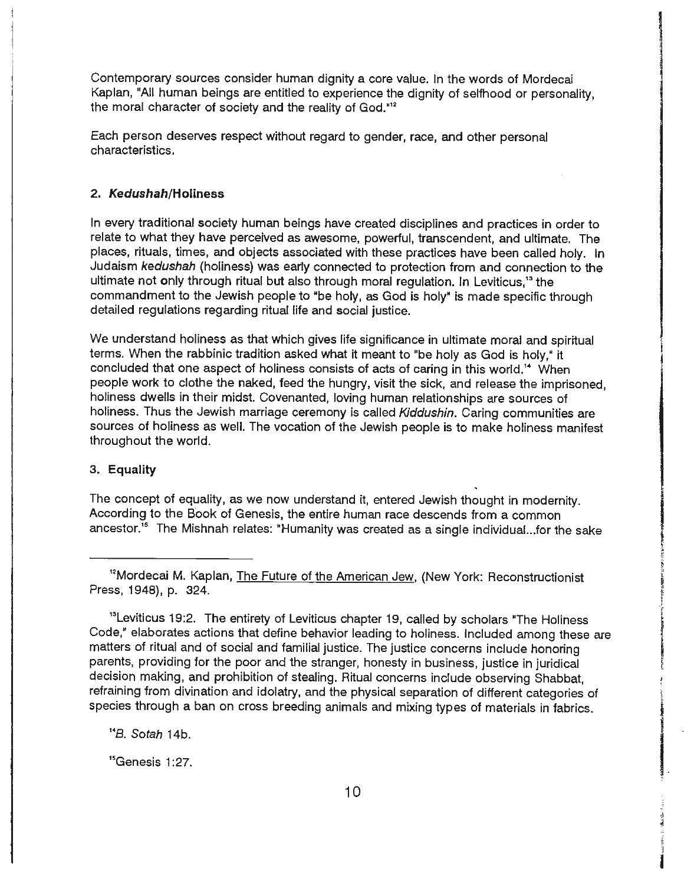Contemporary sources consider human dignity a core value. In the words of Mordecai Kaplan, "All human beings are entitled to experience the dignity of selfhood or personality, the moral character of society and the reality of God."[12]

Each person deserves respect without regard to gender, race, and other personal characteristics.

## 2. *Kedushah*/Holiness

In every traditional society human beings have created disciplines and practices in order to relate to what they have perceived as awesome, powerful, transcendent, and ultimate. The places, rituals, times, and objects associated with these practices have been called holy. In Judaism *kedushah* (holiness) was early connected to protection from and connection to the ultimate not only through ritual but also through moral regulation. In Leviticus,[13] the commandment to the Jewish people to "be holy, as God is holy" is made specific through detailed regulations regarding ritual life and social justice.

We understand holiness as that which gives life significance in ultimate moral and spiritual terms. When the rabbinic tradition asked what it meant to "be holy as God is holy," it concluded that one aspect of holiness consists of acts of caring in this world.[14] When people work to clothe the naked, feed the hungry, visit the sick, and release the imprisoned, holiness dwells in their midst. Covenanted, loving human relationships are sources of holiness. Thus the Jewish marriage ceremony is called *Kiddushin*. Caring communities are sources of holiness as well. The vocation of the Jewish people is to make holiness manifest throughout the world.

## 3. Equality

The concept of equality, as we now understand it, entered Jewish thought in modernity. According to the Book of Genesis, the entire human race descends from a common ancestor.[15] The Mishnah relates: "Humanity was created as a single individual...for the sake

---

[12] Mordecai M. Kaplan, The Future of the American Jew, (New York: Reconstructionist Press, 1948), p. 324.

[13] Leviticus 19:2. The entirety of Leviticus chapter 19, called by scholars "The Holiness Code," elaborates actions that define behavior leading to holiness. Included among these are matters of ritual and of social and familial justice. The justice concerns include honoring parents, providing for the poor and the stranger, honesty in business, justice in juridical decision making, and prohibition of stealing. Ritual concerns include observing Shabbat, refraining from divination and idolatry, and the physical separation of different categories of species through a ban on cross breeding animals and mixing types of materials in fabrics.

[14] *B. Sotah* 14b.

[15] Genesis 1:27.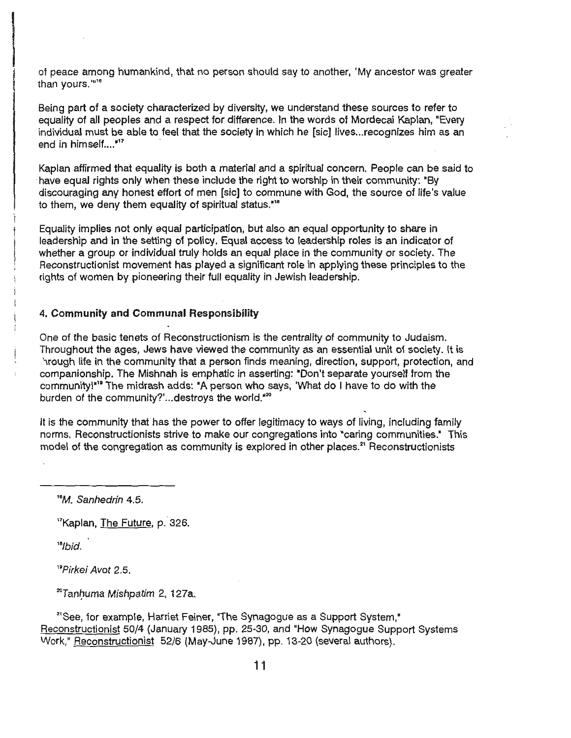of peace among humankind, that no person should say to another, 'My ancestor was greater than yours.'"[16]

Being part of a society characterized by diversity, we understand these sources to refer to equality of all peoples and a respect for difference. In the words of Mordecai Kaplan, "Every individual must be able to feel that the society in which he [sic] lives...recognizes him as an end in himself...."[17]

Kaplan affirmed that equality is both a material and a spiritual concern. People can be said to have equal rights only when these include the right to worship in their community: "By discouraging any honest effort of men [sic] to commune with God, the source of life's value to them, we deny them equality of spiritual status."[18]

Equality implies not only equal participation, but also an equal opportunity to share in leadership and in the setting of policy. Equal access to leadership roles is an indicator of whether a group or individual truly holds an equal place in the community or society. The Reconstructionist movement has played a significant role in applying these principles to the rights of women by pioneering their full equality in Jewish leadership.

#### 4. Community and Communal Responsibility

One of the basic tenets of Reconstructionism is the centrality of community to Judaism. Throughout the ages, Jews have viewed the community as an essential unit of society. It is through life in the community that a person finds meaning, direction, support, protection, and companionship. The Mishnah is emphatic in asserting: "Don't separate yourself from the community!"[19] The midrash adds: "A person who says, 'What do I have to do with the burden of the community?'...destroys the world."[20]

It is the community that has the power to offer legitimacy to ways of living, including family norms. Reconstructionists strive to make our congregations into "caring communities." This model of the congregation as community is explored in other places.[21] Reconstructionists

---

[16] *M. Sanhedrin* 4.5.

[17] Kaplan, The Future, p. 326.

[18] *Ibid.*

[19] *Pirkei Avot* 2.5.

[20] *Tanhuma Mishpatim* 2, 127a.

[21] See, for example, Harriet Feiner, "The Synagogue as a Support System," Reconstructionist 50/4 (January 1985), pp. 25-30, and "How Synagogue Support Systems Work," Reconstructionist 52/6 (May-June 1987), pp. 13-20 (several authors).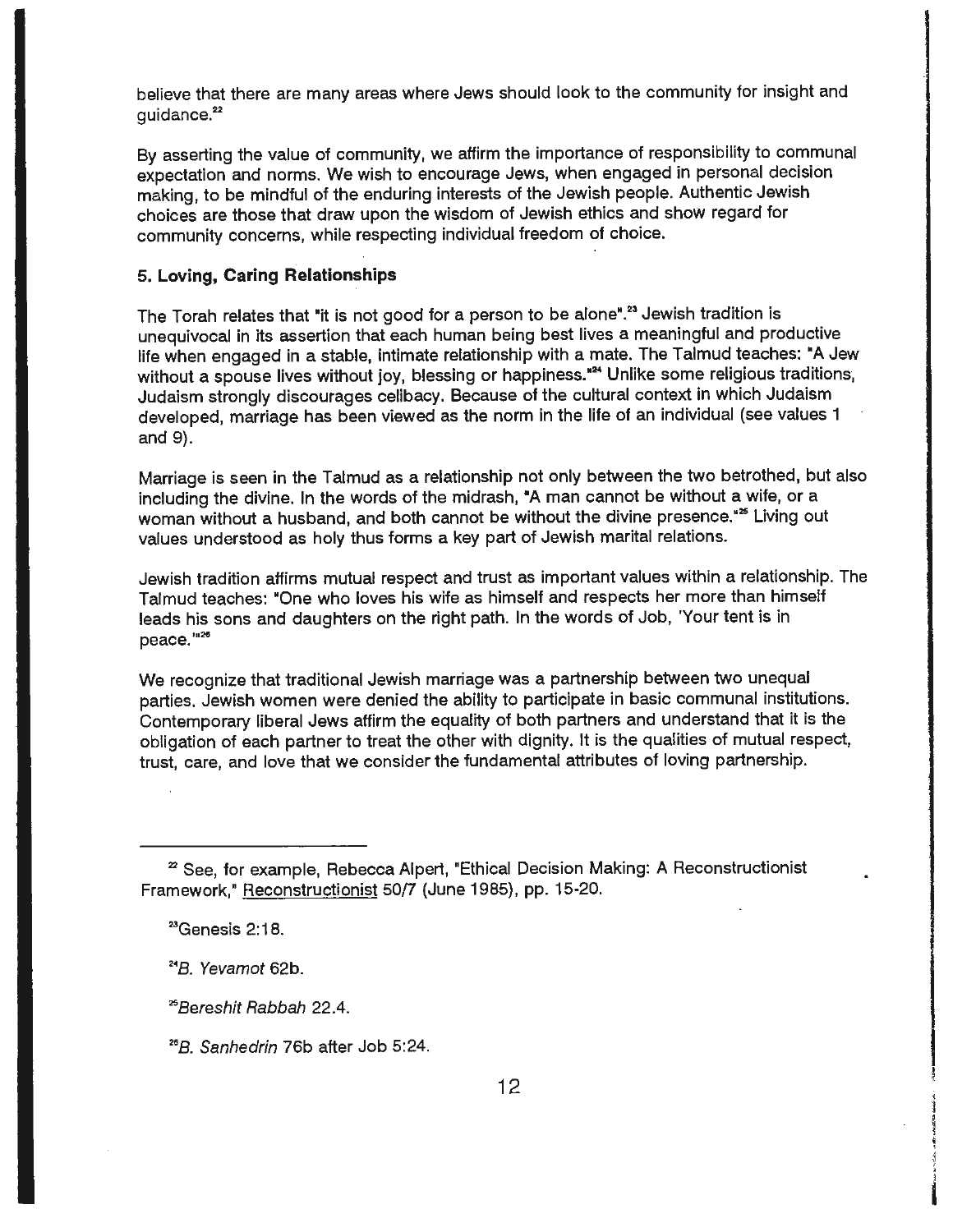believe that there are many areas where Jews should look to the community for insight and guidance.[22]

By asserting the value of community, we affirm the importance of responsibility to communal expectation and norms. We wish to encourage Jews, when engaged in personal decision making, to be mindful of the enduring interests of the Jewish people. Authentic Jewish choices are those that draw upon the wisdom of Jewish ethics and show regard for community concerns, while respecting individual freedom of choice.

### 5. Loving, Caring Relationships

The Torah relates that "it is not good for a person to be alone".[23] Jewish tradition is unequivocal in its assertion that each human being best lives a meaningful and productive life when engaged in a stable, intimate relationship with a mate. The Talmud teaches: "A Jew without a spouse lives without joy, blessing or happiness."[24] Unlike some religious traditions, Judaism strongly discourages celibacy. Because of the cultural context in which Judaism developed, marriage has been viewed as the norm in the life of an individual (see values 1 and 9).

Marriage is seen in the Talmud as a relationship not only between the two betrothed, but also including the divine. In the words of the midrash, "A man cannot be without a wife, or a woman without a husband, and both cannot be without the divine presence."[25] Living out values understood as holy thus forms a key part of Jewish marital relations.

Jewish tradition affirms mutual respect and trust as important values within a relationship. The Talmud teaches: "One who loves his wife as himself and respects her more than himself leads his sons and daughters on the right path. In the words of Job, 'Your tent is in peace.'"[26]

We recognize that traditional Jewish marriage was a partnership between two unequal parties. Jewish women were denied the ability to participate in basic communal institutions. Contemporary liberal Jews affirm the equality of both partners and understand that it is the obligation of each partner to treat the other with dignity. It is the qualities of mutual respect, trust, care, and love that we consider the fundamental attributes of loving partnership.

---

[22] See, for example, Rebecca Alpert, "Ethical Decision Making: A Reconstructionist Framework," Reconstructionist 50/7 (June 1985), pp. 15-20.

[23] Genesis 2:18.

[24] *B. Yevamot* 62b.

[25] *Bereshit Rabbah* 22.4.

[26] *B. Sanhedrin* 76b after Job 5:24.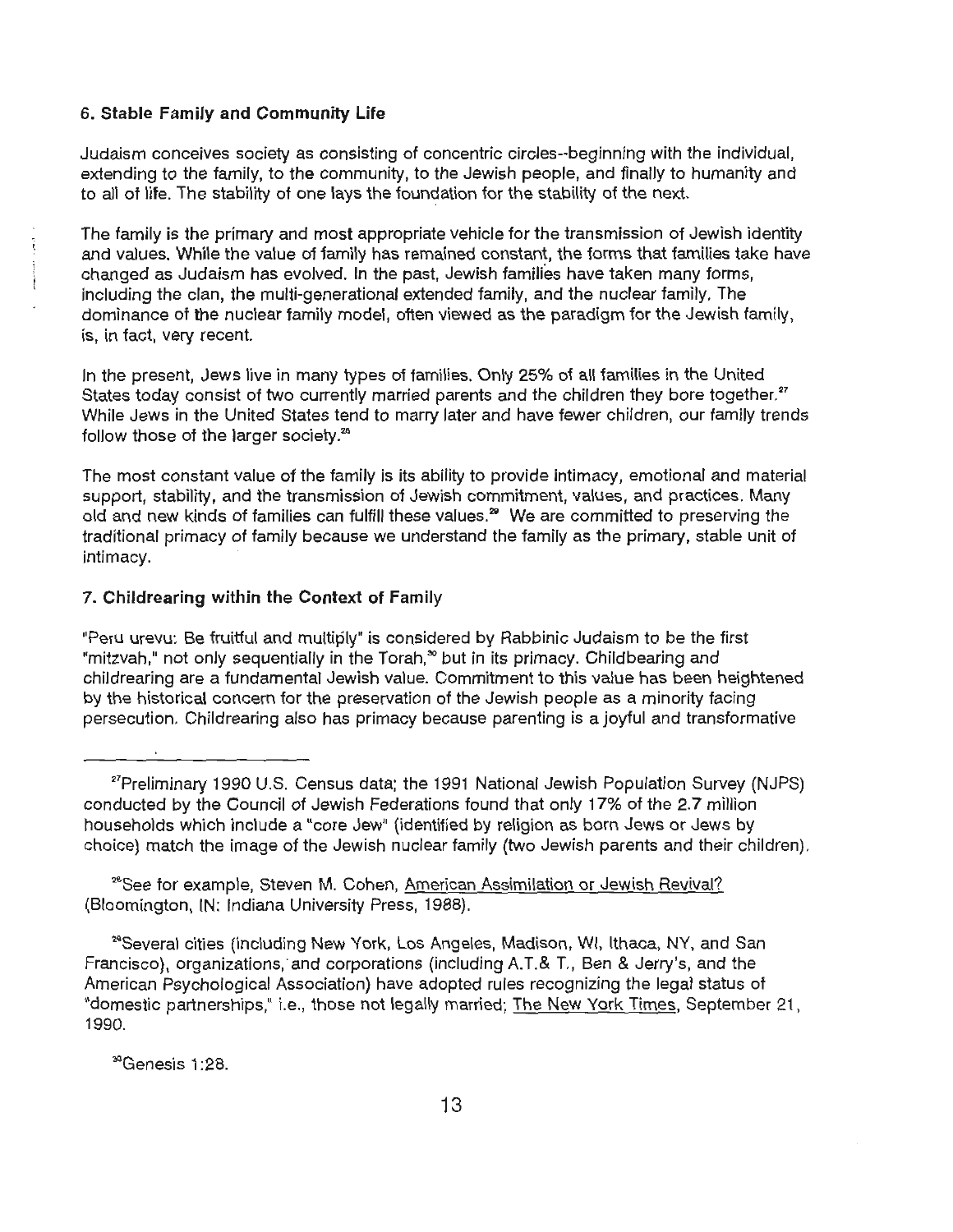### 6. Stable Family and Community Life

Judaism conceives society as consisting of concentric circles--beginning with the individual, extending to the family, to the community, to the Jewish people, and finally to humanity and to all of life. The stability of one lays the foundation for the stability of the next.

The family is the primary and most appropriate vehicle for the transmission of Jewish identity and values. While the value of family has remained constant, the forms that families take have changed as Judaism has evolved. In the past, Jewish families have taken many forms, including the clan, the multi-generational extended family, and the nuclear family. The dominance of the nuclear family model, often viewed as the paradigm for the Jewish family, is, in fact, very recent.

In the present, Jews live in many types of families. Only 25% of all families in the United States today consist of two currently married parents and the children they bore together.[27] While Jews in the United States tend to marry later and have fewer children, our family trends follow those of the larger society.[28]

The most constant value of the family is its ability to provide intimacy, emotional and material support, stability, and the transmission of Jewish commitment, values, and practices. Many old and new kinds of families can fulfill these values.[29] We are committed to preserving the traditional primacy of family because we understand the family as the primary, stable unit of intimacy.

### 7. Childrearing within the Context of Family

"Peru urevu: Be fruitful and multiply" is considered by Rabbinic Judaism to be the first "mitzvah," not only sequentially in the Torah,[30] but in its primacy. Childbearing and childrearing are a fundamental Jewish value. Commitment to this value has been heightened by the historical concern for the preservation of the Jewish people as a minority facing persecution. Childrearing also has primacy because parenting is a joyful and transformative

---

[27] Preliminary 1990 U.S. Census data; the 1991 National Jewish Population Survey (NJPS) conducted by the Council of Jewish Federations found that only 17% of the 2.7 million households which include a "core Jew" (identified by religion as born Jews or Jews by choice) match the image of the Jewish nuclear family (two Jewish parents and their children).

[28] See for example, Steven M. Cohen, American Assimilation or Jewish Revival? (Bloomington, IN: Indiana University Press, 1988).

[29] Several cities (including New York, Los Angeles, Madison, WI, Ithaca, NY, and San Francisco), organizations, and corporations (including A.T.& T., Ben & Jerry's, and the American Psychological Association) have adopted rules recognizing the legal status of "domestic partnerships," i.e., those not legally married; The New York Times, September 21, 1990.

[30] Genesis 1:28.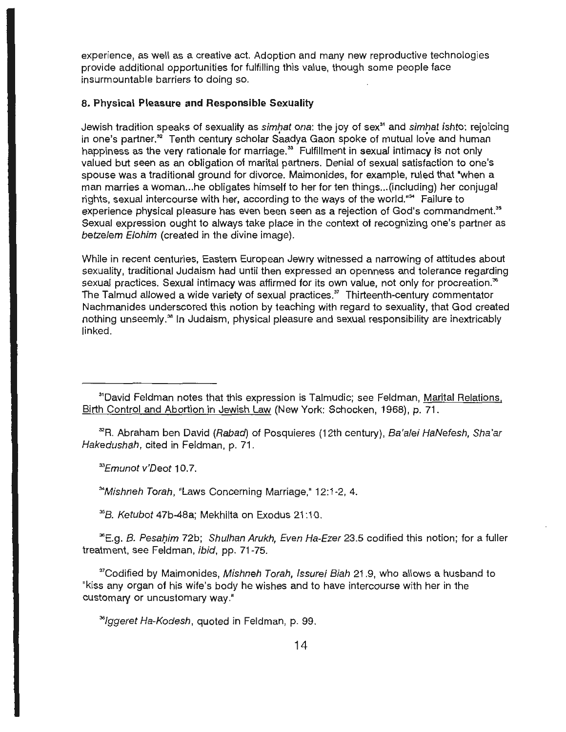experience, as well as a creative act. Adoption and many new reproductive technologies provide additional opportunities for fulfilling this value, though some people face insurmountable barriers to doing so.

### 8. Physical Pleasure and Responsible Sexuality

Jewish tradition speaks of sexuality as *simḥat ona*: the joy of sex[31] and *simḥat ishto*: rejoicing in one's partner.[32] Tenth century scholar Saadya Gaon spoke of mutual love and human happiness as the very rationale for marriage.[33] Fulfillment in sexual intimacy is not only valued but seen as an obligation of marital partners. Denial of sexual satisfaction to one's spouse was a traditional ground for divorce. Maimonides, for example, ruled that "when a man marries a woman...he obligates himself to her for ten things...(including) her conjugal rights, sexual intercourse with her, according to the ways of the world."[34] Failure to experience physical pleasure has even been seen as a rejection of God's commandment.[35] Sexual expression ought to always take place in the context of recognizing one's partner as *betzelem Elohim* (created in the divine image).

While in recent centuries, Eastern European Jewry witnessed a narrowing of attitudes about sexuality, traditional Judaism had until then expressed an openness and tolerance regarding sexual practices. Sexual intimacy was affirmed for its own value, not only for procreation.[36] The Talmud allowed a wide variety of sexual practices.[37] Thirteenth-century commentator Nachmanides underscored this notion by teaching with regard to sexuality, that God created nothing unseemly.[38] In Judaism, physical pleasure and sexual responsibility are inextricably linked.

---

[31] David Feldman notes that this expression is Talmudic; see Feldman, Marital Relations, Birth Control and Abortion in Jewish Law (New York: Schocken, 1968), p. 71.

[32] R. Abraham ben David (*Rabad*) of Posquieres (12th century), *Ba'alei HaNefesh, Sha'ar Hakedushah*, cited in Feldman, p. 71.

[33] *Emunot v'Deot* 10.7.

[34] *Mishneh Torah*, "Laws Concerning Marriage," 12:1-2, 4.

[35] *B. Ketubot* 47b-48a; Mekhilta on Exodus 21:10.

[36] E.g. *B. Pesaḥim* 72b; *Shulhan Arukh, Even Ha-Ezer* 23.5 codified this notion; for a fuller treatment, see Feldman, *ibid*, pp. 71-75.

[37] Codified by Maimonides, *Mishneh Torah, Issurei Biah* 21.9, who allows a husband to "kiss any organ of his wife's body he wishes and to have intercourse with her in the customary or uncustomary way."

[38] *Iggeret Ha-Kodesh*, quoted in Feldman, p. 99.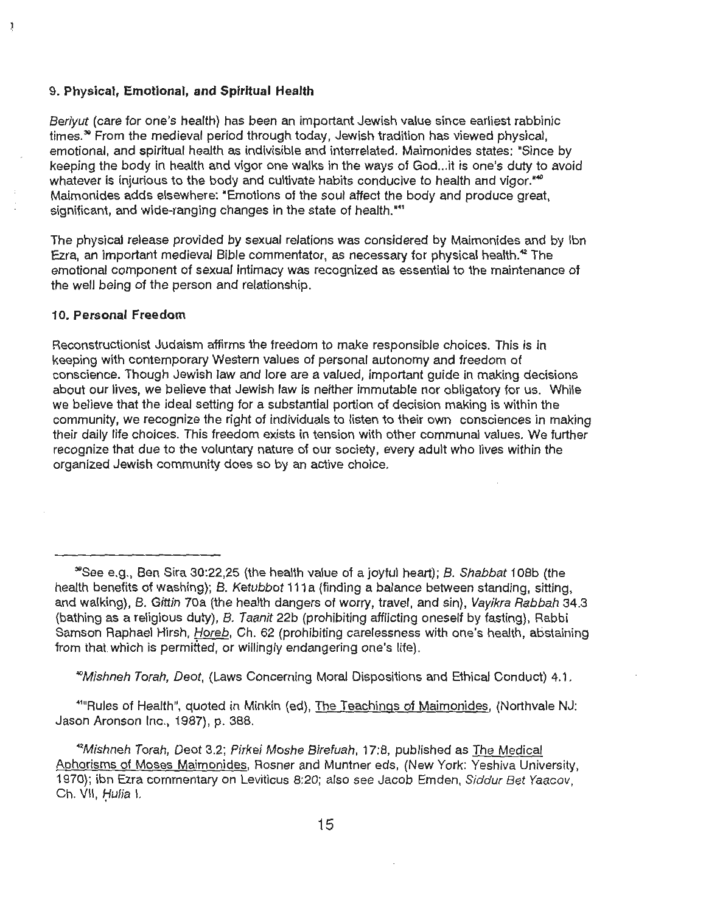### 9. Physical, Emotional, and Spiritual Health

*Beriyut* (care for one's health) has been an important Jewish value since earliest rabbinic times.[39] From the medieval period through today, Jewish tradition has viewed physical, emotional, and spiritual health as indivisible and interrelated. Maimonides states: "Since by keeping the body in health and vigor one walks in the ways of God...it is one's duty to avoid whatever is injurious to the body and cultivate habits conducive to health and vigor."[40] Maimonides adds elsewhere: "Emotions of the soul affect the body and produce great, significant, and wide-ranging changes in the state of health."[41]

The physical release provided by sexual relations was considered by Maimonides and by Ibn Ezra, an important medieval Bible commentator, as necessary for physical health.[42] The emotional component of sexual intimacy was recognized as essential to the maintenance of the well being of the person and relationship.

### 10. Personal Freedom

Reconstructionist Judaism affirms the freedom to make responsible choices. This is in keeping with contemporary Western values of personal autonomy and freedom of conscience. Though Jewish law and lore are a valued, important guide in making decisions about our lives, we believe that Jewish law is neither immutable nor obligatory for us. While we believe that the ideal setting for a substantial portion of decision making is within the community, we recognize the right of individuals to listen to their own consciences in making their daily life choices. This freedom exists in tension with other communal values. We further recognize that due to the voluntary nature of our society, every adult who lives within the organized Jewish community does so by an active choice.

---

[39] See e.g., Ben Sira 30:22,25 (the health value of a joyful heart); *B. Shabbat* 108b (the health benefits of washing); *B. Ketubbot* 111a (finding a balance between standing, sitting, and walking), *B. Gittin* 70a (the health dangers of worry, travel, and sin), *Vayikra Rabbah* 34.3 (bathing as a religious duty), *B. Taanit* 22b (prohibiting afflicting oneself by fasting), Rabbi Samson Raphael Hirsh, Horeb, Ch. 62 (prohibiting carelessness with one's health, abstaining from that which is permitted, or willingly endangering one's life).

[40] *Mishneh Torah, Deot*, (Laws Concerning Moral Dispositions and Ethical Conduct) 4.1.

[41] "Rules of Health", quoted in Minkin (ed), The Teachings of Maimonides, (Northvale NJ: Jason Aronson Inc., 1987), p. 388.

[42] *Mishneh Torah*, Deot 3.2; *Pirkei Moshe Birefuah*, 17:8, published as The Medical Aphorisms of Moses Maimonides, Rosner and Muntner eds, (New York: Yeshiva University, 1970); ibn Ezra commentary on Leviticus 8:20; also see Jacob Emden, *Siddur Bet Yaacov*, Ch. VII, *Ḥulia* I.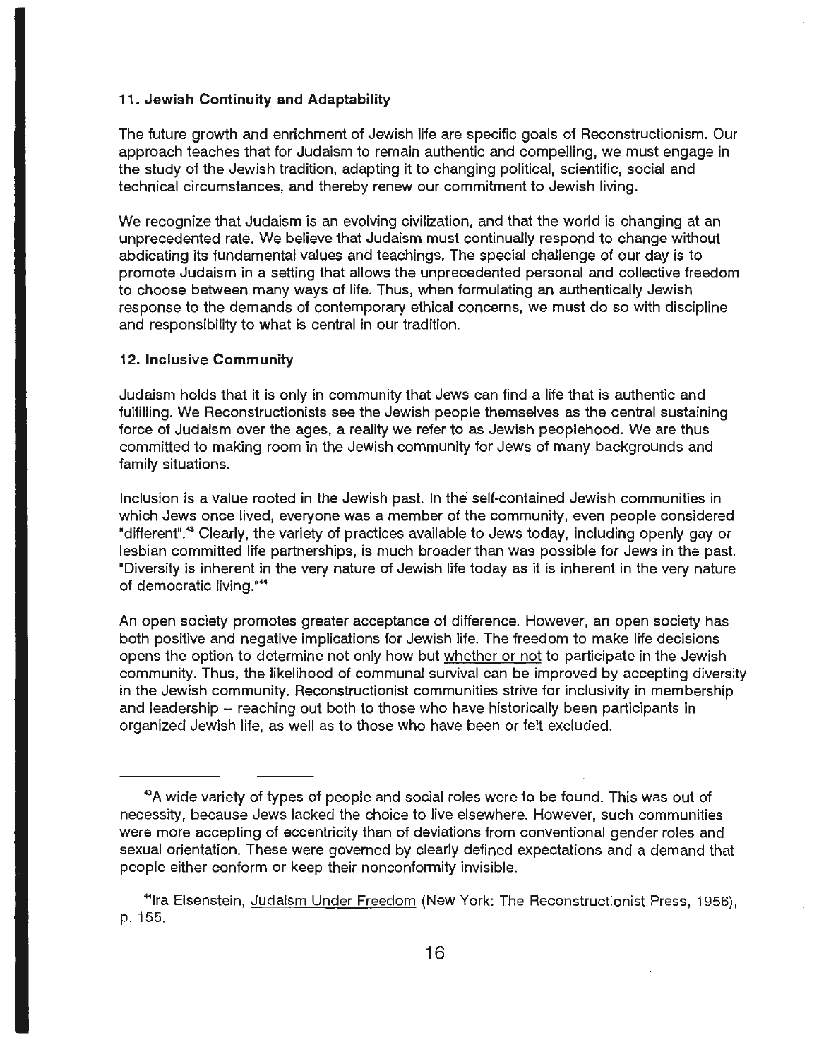### 11. Jewish Continuity and Adaptability

The future growth and enrichment of Jewish life are specific goals of Reconstructionism. Our approach teaches that for Judaism to remain authentic and compelling, we must engage in the study of the Jewish tradition, adapting it to changing political, scientific, social and technical circumstances, and thereby renew our commitment to Jewish living.

We recognize that Judaism is an evolving civilization, and that the world is changing at an unprecedented rate. We believe that Judaism must continually respond to change without abdicating its fundamental values and teachings. The special challenge of our day is to promote Judaism in a setting that allows the unprecedented personal and collective freedom to choose between many ways of life. Thus, when formulating an authentically Jewish response to the demands of contemporary ethical concerns, we must do so with discipline and responsibility to what is central in our tradition.

### 12. Inclusive Community

Judaism holds that it is only in community that Jews can find a life that is authentic and fulfilling. We Reconstructionists see the Jewish people themselves as the central sustaining force of Judaism over the ages, a reality we refer to as Jewish peoplehood. We are thus committed to making room in the Jewish community for Jews of many backgrounds and family situations.

Inclusion is a value rooted in the Jewish past. In the self-contained Jewish communities in which Jews once lived, everyone was a member of the community, even people considered "different".[43] Clearly, the variety of practices available to Jews today, including openly gay or lesbian committed life partnerships, is much broader than was possible for Jews in the past. "Diversity is inherent in the very nature of Jewish life today as it is inherent in the very nature of democratic living."[44]

An open society promotes greater acceptance of difference. However, an open society has both positive and negative implications for Jewish life. The freedom to make life decisions opens the option to determine not only how but whether or not to participate in the Jewish community. Thus, the likelihood of communal survival can be improved by accepting diversity in the Jewish community. Reconstructionist communities strive for inclusivity in membership and leadership -- reaching out both to those who have historically been participants in organized Jewish life, as well as to those who have been or felt excluded.

---

[43] A wide variety of types of people and social roles were to be found. This was out of necessity, because Jews lacked the choice to live elsewhere. However, such communities were more accepting of eccentricity than of deviations from conventional gender roles and sexual orientation. These were governed by clearly defined expectations and a demand that people either conform or keep their nonconformity invisible.

[44] Ira Eisenstein, Judaism Under Freedom (New York: The Reconstructionist Press, 1956), p. 155.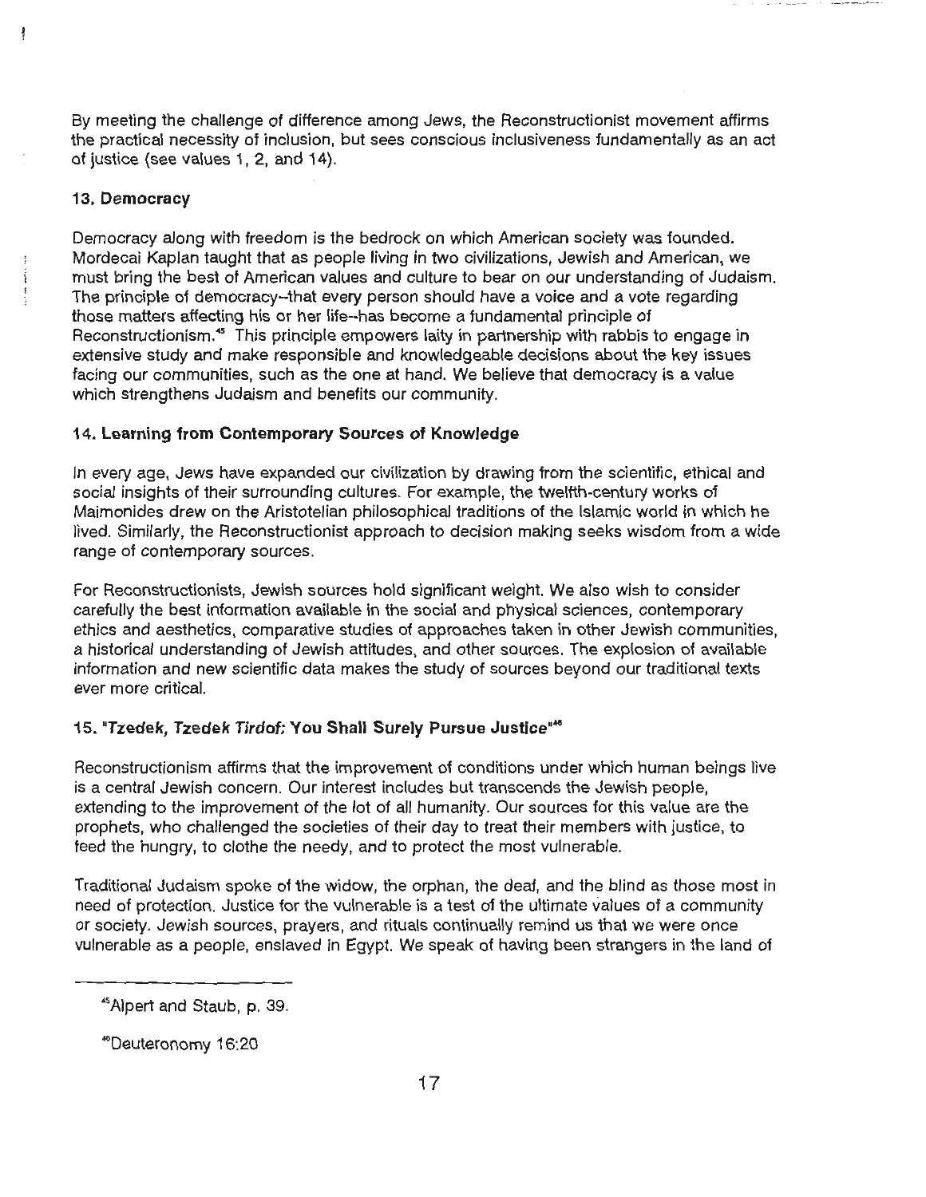By meeting the challenge of difference among Jews, the Reconstructionist movement affirms the practical necessity of inclusion, but sees conscious inclusiveness fundamentally as an act of justice (see values 1, 2, and 14).

### 13. Democracy

Democracy along with freedom is the bedrock on which American society was founded. Mordecai Kaplan taught that as people living in two civilizations, Jewish and American, we must bring the best of American values and culture to bear on our understanding of Judaism. The principle of democracy--that every person should have a voice and a vote regarding those matters affecting his or her life--has become a fundamental principle of Reconstructionism.[45] This principle empowers laity in partnership with rabbis to engage in extensive study and make responsible and knowledgeable decisions about the key issues facing our communities, such as the one at hand. We believe that democracy is a value which strengthens Judaism and benefits our community.

### 14. Learning from Contemporary Sources of Knowledge

In every age, Jews have expanded our civilization by drawing from the scientific, ethical and social insights of their surrounding cultures. For example, the twelfth-century works of Maimonides drew on the Aristotelian philosophical traditions of the Islamic world in which he lived. Similarly, the Reconstructionist approach to decision making seeks wisdom from a wide range of contemporary sources.

For Reconstructionists, Jewish sources hold significant weight. We also wish to consider carefully the best information available in the social and physical sciences, contemporary ethics and aesthetics, comparative studies of approaches taken in other Jewish communities, a historical understanding of Jewish attitudes, and other sources. The explosion of available information and new scientific data makes the study of sources beyond our traditional texts ever more critical.

### 15. "*Tzedek, Tzedek Tirdof:* You Shall Surely Pursue Justice"[46]

Reconstructionism affirms that the improvement of conditions under which human beings live is a central Jewish concern. Our interest includes but transcends the Jewish people, extending to the improvement of the lot of all humanity. Our sources for this value are the prophets, who challenged the societies of their day to treat their members with justice, to feed the hungry, to clothe the needy, and to protect the most vulnerable.

Traditional Judaism spoke of the widow, the orphan, the deaf, and the blind as those most in need of protection. Justice for the vulnerable is a test of the ultimate values of a community or society. Jewish sources, prayers, and rituals continually remind us that we were once vulnerable as a people, enslaved in Egypt. We speak of having been strangers in the land of

---

[45] Alpert and Staub, p. 39.

[46] Deuteronomy 16:20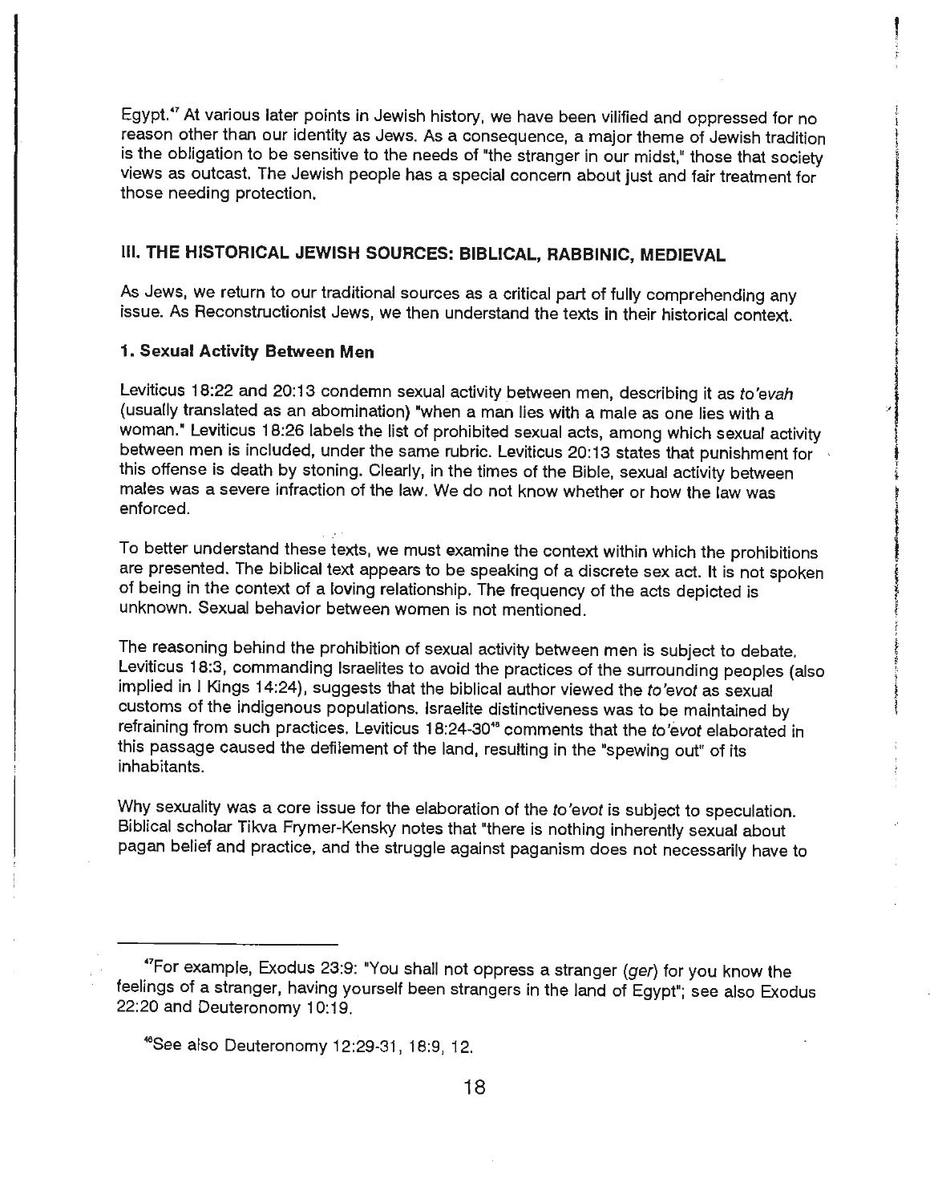Egypt.[47] At various later points in Jewish history, we have been vilified and oppressed for no reason other than our identity as Jews. As a consequence, a major theme of Jewish tradition is the obligation to be sensitive to the needs of "the stranger in our midst," those that society views as outcast. The Jewish people has a special concern about just and fair treatment for those needing protection.

## III. THE HISTORICAL JEWISH SOURCES: BIBLICAL, RABBINIC, MEDIEVAL

As Jews, we return to our traditional sources as a critical part of fully comprehending any issue. As Reconstructionist Jews, we then understand the texts in their historical context.

### 1. Sexual Activity Between Men

Leviticus 18:22 and 20:13 condemn sexual activity between men, describing it as *to'evah* (usually translated as an abomination) "when a man lies with a male as one lies with a woman." Leviticus 18:26 labels the list of prohibited sexual acts, among which sexual activity between men is included, under the same rubric. Leviticus 20:13 states that punishment for this offense is death by stoning. Clearly, in the times of the Bible, sexual activity between males was a severe infraction of the law. We do not know whether or how the law was enforced.

To better understand these texts, we must examine the context within which the prohibitions are presented. The biblical text appears to be speaking of a discrete sex act. It is not spoken of being in the context of a loving relationship. The frequency of the acts depicted is unknown. Sexual behavior between women is not mentioned.

The reasoning behind the prohibition of sexual activity between men is subject to debate. Leviticus 18:3, commanding Israelites to avoid the practices of the surrounding peoples (also implied in I Kings 14:24), suggests that the biblical author viewed the *to'evot* as sexual customs of the indigenous populations. Israelite distinctiveness was to be maintained by refraining from such practices. Leviticus 18:24-30[48] comments that the *to'evot* elaborated in this passage caused the defilement of the land, resulting in the "spewing out" of its inhabitants.

Why sexuality was a core issue for the elaboration of the *to'evot* is subject to speculation. Biblical scholar Tikva Frymer-Kensky notes that "there is nothing inherently sexual about pagan belief and practice, and the struggle against paganism does not necessarily have to

---

[47] For example, Exodus 23:9: "You shall not oppress a stranger (*ger*) for you know the feelings of a stranger, having yourself been strangers in the land of Egypt"; see also Exodus 22:20 and Deuteronomy 10:19.

[48] See also Deuteronomy 12:29-31, 18:9, 12.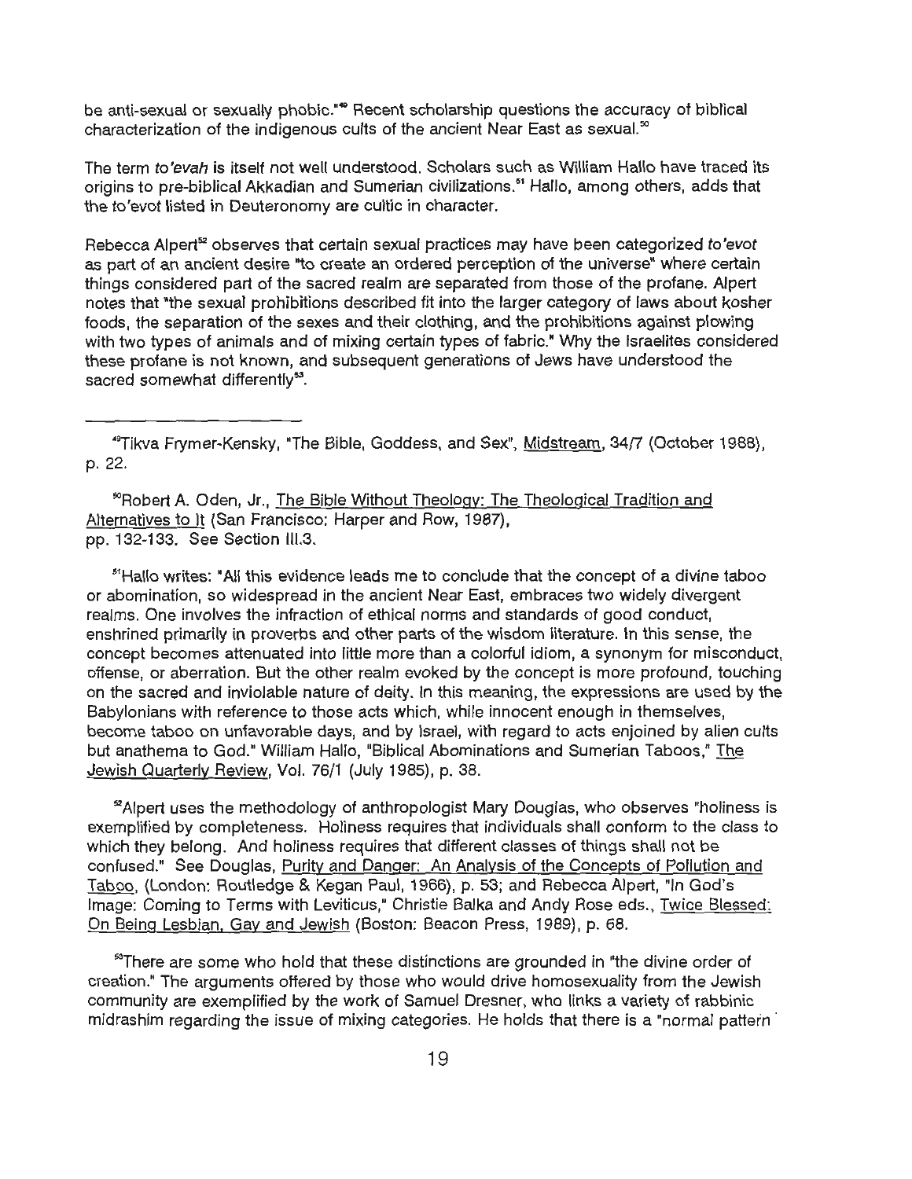be anti-sexual or sexually phobic."[49] Recent scholarship questions the accuracy of biblical characterization of the indigenous cults of the ancient Near East as sexual.[50]

The term *to'evah* is itself not well understood. Scholars such as William Hallo have traced its origins to pre-biblical Akkadian and Sumerian civilizations.[51] Hallo, among others, adds that the *to'evot* listed in Deuteronomy are cultic in character.

Rebecca Alpert[52] observes that certain sexual practices may have been categorized *to'evot* as part of an ancient desire "to create an ordered perception of the universe" where certain things considered part of the sacred realm are separated from those of the profane. Alpert notes that "the sexual prohibitions described fit into the larger category of laws about kosher foods, the separation of the sexes and their clothing, and the prohibitions against plowing with two types of animals and of mixing certain types of fabric." Why the Israelites considered these profane is not known, and subsequent generations of Jews have understood the sacred somewhat differently[53].

---

[49] Tikva Frymer-Kensky, "The Bible, Goddess, and Sex", Midstream, 34/7 (October 1988), p. 22.

[50] Robert A. Oden, Jr., The Bible Without Theology: The Theological Tradition and Alternatives to It (San Francisco: Harper and Row, 1987), pp. 132-133. See Section III.3.

[51] Hallo writes: "All this evidence leads me to conclude that the concept of a divine taboo or abomination, so widespread in the ancient Near East, embraces two widely divergent realms. One involves the infraction of ethical norms and standards of good conduct, enshrined primarily in proverbs and other parts of the wisdom literature. In this sense, the concept becomes attenuated into little more than a colorful idiom, a synonym for misconduct, offense, or aberration. But the other realm evoked by the concept is more profound, touching on the sacred and inviolable nature of deity. In this meaning, the expressions are used by the Babylonians with reference to those acts which, while innocent enough in themselves, become taboo on unfavorable days, and by Israel, with regard to acts enjoined by alien cults but anathema to God." William Hallo, "Biblical Abominations and Sumerian Taboos," The Jewish Quarterly Review, Vol. 76/1 (July 1985), p. 38.

[52] Alpert uses the methodology of anthropologist Mary Douglas, who observes "holiness is exemplified by completeness. Holiness requires that individuals shall conform to the class to which they belong. And holiness requires that different classes of things shall not be confused." See Douglas, Purity and Danger: An Analysis of the Concepts of Pollution and Taboo, (London: Routledge & Kegan Paul, 1966), p. 53; and Rebecca Alpert, "In God's Image: Coming to Terms with Leviticus," Christie Balka and Andy Rose eds., Twice Blessed: On Being Lesbian, Gay and Jewish (Boston: Beacon Press, 1989), p. 68.

[53] There are some who hold that these distinctions are grounded in "the divine order of creation." The arguments offered by those who would drive homosexuality from the Jewish community are exemplified by the work of Samuel Dresner, who links a variety of rabbinic midrashim regarding the issue of mixing categories. He holds that there is a "normal pattern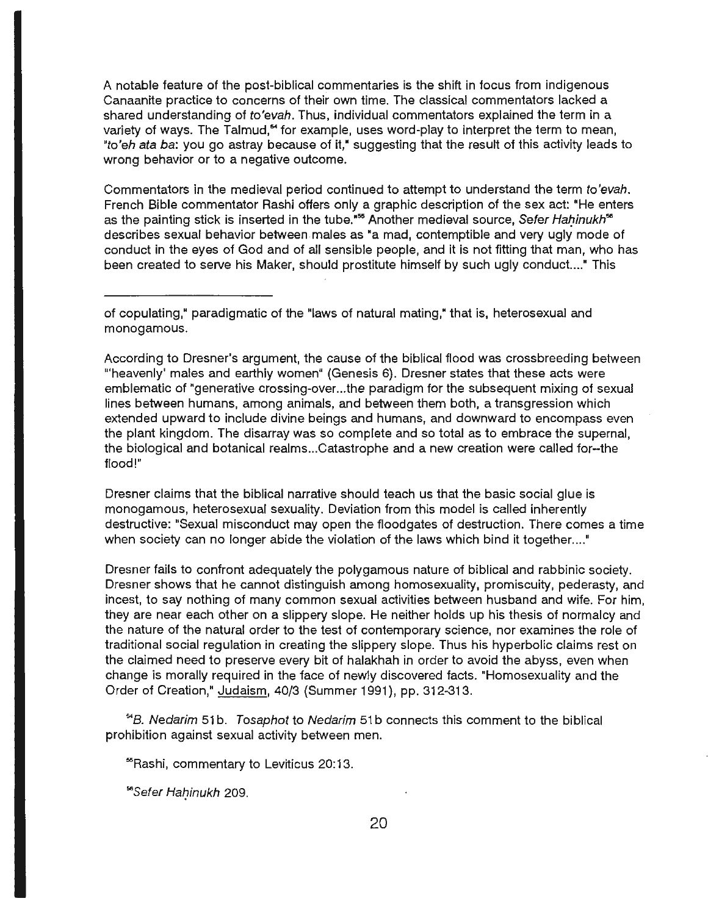A notable feature of the post-biblical commentaries is the shift in focus from indigenous Canaanite practice to concerns of their own time. The classical commentators lacked a shared understanding of *to'evah*. Thus, individual commentators explained the term in a variety of ways. The Talmud,[54] for example, uses word-play to interpret the term to mean, "*to'eh ata ba*: you go astray because of it," suggesting that the result of this activity leads to wrong behavior or to a negative outcome.

Commentators in the medieval period continued to attempt to understand the term *to'evah*. French Bible commentator Rashi offers only a graphic description of the sex act: "He enters as the painting stick is inserted in the tube."[55] Another medieval source, *Sefer Haḥinukh*[56] describes sexual behavior between males as "a mad, contemptible and very ugly mode of conduct in the eyes of God and of all sensible people, and it is not fitting that man, who has been created to serve his Maker, should prostitute himself by such ugly conduct...." This

---

of copulating," paradigmatic of the "laws of natural mating," that is, heterosexual and monogamous.

According to Dresner's argument, the cause of the biblical flood was crossbreeding between "'heavenly' males and earthly women" (Genesis 6). Dresner states that these acts were emblematic of "generative crossing-over...the paradigm for the subsequent mixing of sexual lines between humans, among animals, and between them both, a transgression which extended upward to include divine beings and humans, and downward to encompass even the plant kingdom. The disarray was so complete and so total as to embrace the supernal, the biological and botanical realms...Catastrophe and a new creation were called for--the flood!"

Dresner claims that the biblical narrative should teach us that the basic social glue is monogamous, heterosexual sexuality. Deviation from this model is called inherently destructive: "Sexual misconduct may open the floodgates of destruction. There comes a time when society can no longer abide the violation of the laws which bind it together...."

Dresner fails to confront adequately the polygamous nature of biblical and rabbinic society. Dresner shows that he cannot distinguish among homosexuality, promiscuity, pederasty, and incest, to say nothing of many common sexual activities between husband and wife. For him, they are near each other on a slippery slope. He neither holds up his thesis of normalcy and the nature of the natural order to the test of contemporary science, nor examines the role of traditional social regulation in creating the slippery slope. Thus his hyperbolic claims rest on the claimed need to preserve every bit of halakhah in order to avoid the abyss, even when change is morally required in the face of newly discovered facts. "Homosexuality and the Order of Creation," Judaism, 40/3 (Summer 1991), pp. 312-313.

[54] *B. Nedarim* 51b. *Tosaphot* to *Nedarim* 51b connects this comment to the biblical prohibition against sexual activity between men.

[55] Rashi, commentary to Leviticus 20:13.

[56] *Sefer Haḥinukh* 209.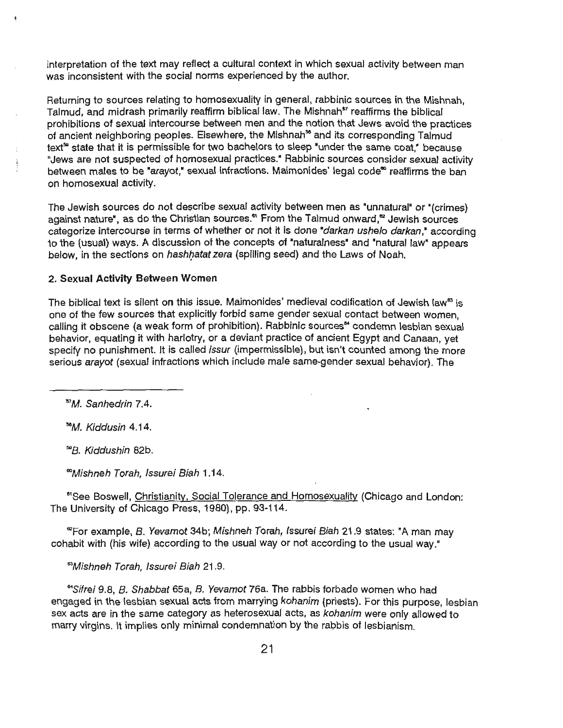interpretation of the text may reflect a cultural context in which sexual activity between man was inconsistent with the social norms experienced by the author.

Returning to sources relating to homosexuality in general, rabbinic sources in the Mishnah, Talmud, and midrash primarily reaffirm biblical law. The Mishnah[57] reaffirms the biblical prohibitions of sexual intercourse between men and the notion that Jews avoid the practices of ancient neighboring peoples. Elsewhere, the Mishnah[58] and its corresponding Talmud text[59] state that it is permissible for two bachelors to sleep "under the same coat," because "Jews are not suspected of homosexual practices." Rabbinic sources consider sexual activity between males to be "arayot," sexual infractions. Maimonides' legal code[60] reaffirms the ban on homosexual activity.

The Jewish sources do not describe sexual activity between men as "unnatural" or "(crimes) against nature", as do the Christian sources.[61] From the Talmud onward,[62] Jewish sources categorize intercourse in terms of whether or not it is done "*darkan ushelo darkan*," according to the (usual) ways. A discussion of the concepts of "naturalness" and "natural law" appears below, in the sections on *hashhatat zera* (spilling seed) and the Laws of Noah.

**2. Sexual Activity Between Women**

The biblical text is silent on this issue. Maimonides' medieval codification of Jewish law[63] is one of the few sources that explicitly forbid same gender sexual contact between women, calling it obscene (a weak form of prohibition). Rabbinic sources[64] condemn lesbian sexual behavior, equating it with harlotry, or a deviant practice of ancient Egypt and Canaan, yet specify no punishment. It is called *issur* (impermissible), but isn't counted among the more serious *arayot* (sexual infractions which include male same-gender sexual behavior). The

---

[57] *M. Sanhedrin* 7.4.

[58] *M. Kiddusin* 4.14.

[59] *B. Kiddushin* 82b.

[60] *Mishneh Torah, Issurei Biah* 1.14.

[61] See Boswell, Christianity, Social Tolerance and Homosexuality (Chicago and London: The University of Chicago Press, 1980), pp. 93-114.

[62] For example, *B. Yevamot* 34b; *Mishneh Torah, Issurei Biah* 21.9 states: "A man may cohabit with (his wife) according to the usual way or not according to the usual way."

[63] *Mishneh Torah, Issurei Biah* 21.9.

[64] *Sifrei* 9.8, *B. Shabbat* 65a, *B. Yevamot* 76a. The rabbis forbade women who had engaged in the lesbian sexual acts from marrying *kohanim* (priests). For this purpose, lesbian sex acts are in the same category as heterosexual acts, as *kohanim* were only allowed to marry virgins. It implies only minimal condemnation by the rabbis of lesbianism.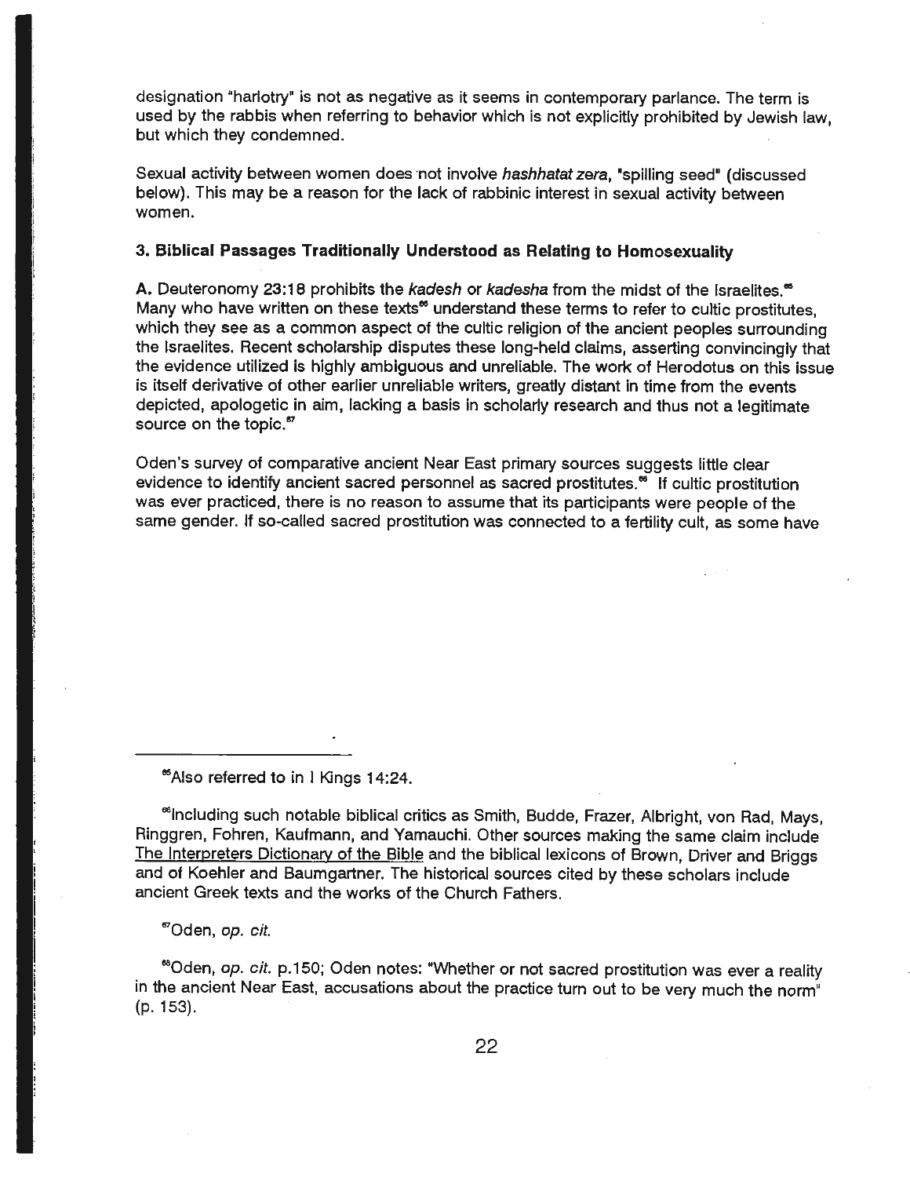designation "harlotry" is not as negative as it seems in contemporary parlance. The term is used by the rabbis when referring to behavior which is not explicitly prohibited by Jewish law, but which they condemned.

Sexual activity between women does not involve *hashhatat zera*, "spilling seed" (discussed below). This may be a reason for the lack of rabbinic interest in sexual activity between women.

### 3. Biblical Passages Traditionally Understood as Relating to Homosexuality

**A.** Deuteronomy 23:18 prohibits the *kadesh* or *kadesha* from the midst of the Israelites.[65] Many who have written on these texts[66] understand these terms to refer to cultic prostitutes, which they see as a common aspect of the cultic religion of the ancient peoples surrounding the Israelites. Recent scholarship disputes these long-held claims, asserting convincingly that the evidence utilized is highly ambiguous and unreliable. The work of Herodotus on this issue is itself derivative of other earlier unreliable writers, greatly distant in time from the events depicted, apologetic in aim, lacking a basis in scholarly research and thus not a legitimate source on the topic.[67]

Oden's survey of comparative ancient Near East primary sources suggests little clear evidence to identify ancient sacred personnel as sacred prostitutes.[68] If cultic prostitution was ever practiced, there is no reason to assume that its participants were people of the same gender. If so-called sacred prostitution was connected to a fertility cult, as some have

---

[65] Also referred to in I Kings 14:24.

[66] Including such notable biblical critics as Smith, Budde, Frazer, Albright, von Rad, Mays, Ringgren, Fohren, Kaufmann, and Yamauchi. Other sources making the same claim include The Interpreters Dictionary of the Bible and the biblical lexicons of Brown, Driver and Briggs and of Koehler and Baumgartner. The historical sources cited by these scholars include ancient Greek texts and the works of the Church Fathers.

[67] Oden, *op. cit.*

[68] Oden, *op. cit.* p.150; Oden notes: "Whether or not sacred prostitution was ever a reality in the ancient Near East, accusations about the practice turn out to be very much the norm" (p. 153).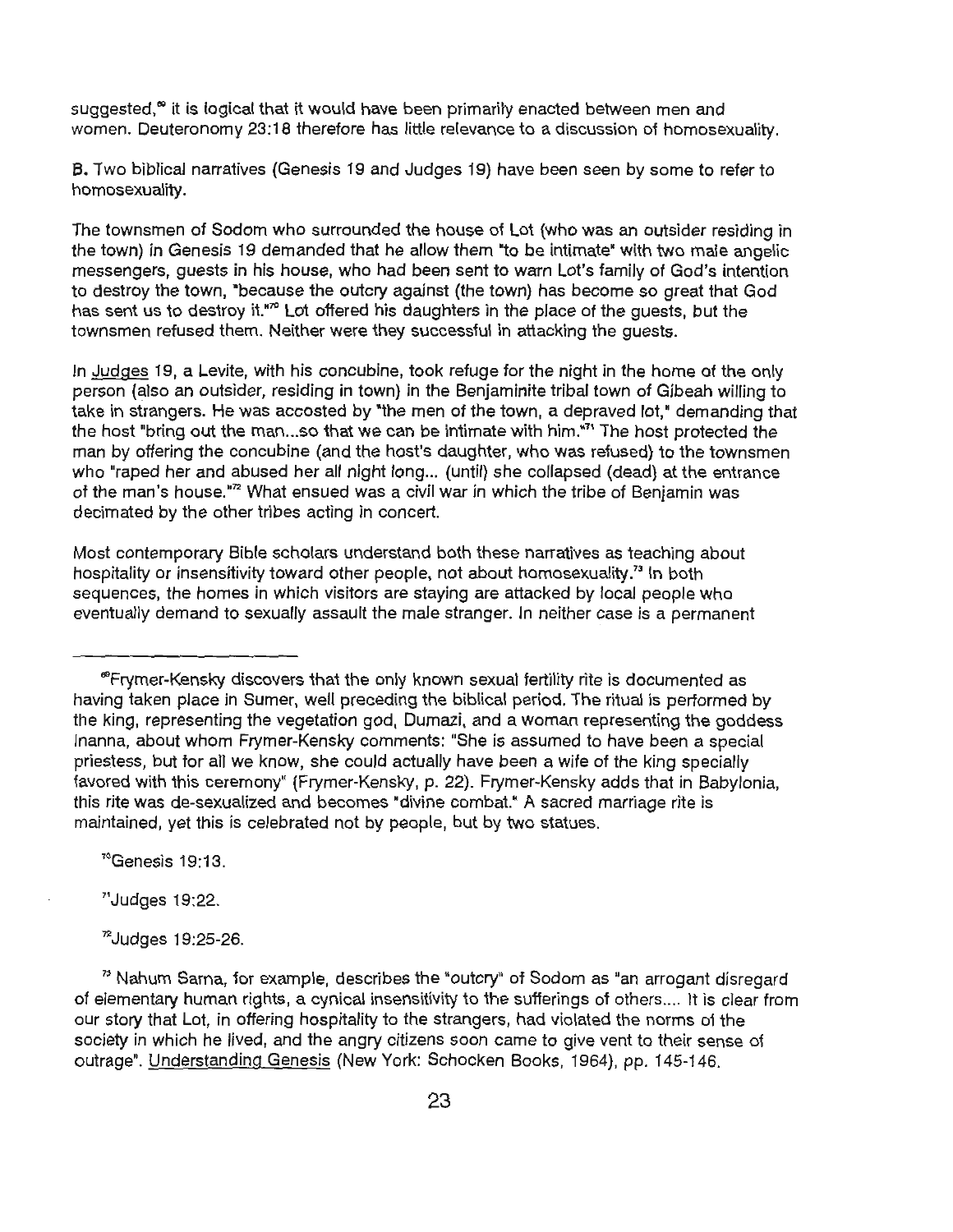suggested,[69] it is logical that it would have been primarily enacted between men and women. Deuteronomy 23:18 therefore has little relevance to a discussion of homosexuality.

**B.** Two biblical narratives (Genesis 19 and Judges 19) have been seen by some to refer to homosexuality.

The townsmen of Sodom who surrounded the house of Lot (who was an outsider residing in the town) in Genesis 19 demanded that he allow them "to be intimate" with two male angelic messengers, guests in his house, who had been sent to warn Lot's family of God's intention to destroy the town, "because the outcry against (the town) has become so great that God has sent us to destroy it."[70] Lot offered his daughters in the place of the guests, but the townsmen refused them. Neither were they successful in attacking the guests.

In Judges 19, a Levite, with his concubine, took refuge for the night in the home of the only person (also an outsider, residing in town) in the Benjaminite tribal town of Gibeah willing to take in strangers. He was accosted by "the men of the town, a depraved lot," demanding that the host "bring out the man...so that we can be intimate with him."[71] The host protected the man by offering the concubine (and the host's daughter, who was refused) to the townsmen who "raped her and abused her all night long... (until) she collapsed (dead) at the entrance of the man's house."[72] What ensued was a civil war in which the tribe of Benjamin was decimated by the other tribes acting in concert.

Most contemporary Bible scholars understand both these narratives as teaching about hospitality or insensitivity toward other people, not about homosexuality.[73] In both sequences, the homes in which visitors are staying are attacked by local people who eventually demand to sexually assault the male stranger. In neither case is a permanent

---

[69]Frymer-Kensky discovers that the only known sexual fertility rite is documented as having taken place in Sumer, well preceding the biblical period. The ritual is performed by the king, representing the vegetation god, Dumazi, and a woman representing the goddess Inanna, about whom Frymer-Kensky comments: "She is assumed to have been a special priestess, but for all we know, she could actually have been a wife of the king specially favored with this ceremony" (Frymer-Kensky, p. 22). Frymer-Kensky adds that in Babylonia, this rite was de-sexualized and becomes "divine combat." A sacred marriage rite is maintained, yet this is celebrated not by people, but by two statues.

[70]Genesis 19:13.

[71]Judges 19:22.

[72]Judges 19:25-26.

[73] Nahum Sarna, for example, describes the "outcry" of Sodom as "an arrogant disregard of elementary human rights, a cynical insensitivity to the sufferings of others.... It is clear from our story that Lot, in offering hospitality to the strangers, had violated the norms of the society in which he lived, and the angry citizens soon came to give vent to their sense of outrage". Understanding Genesis (New York: Schocken Books, 1964), pp. 145-146.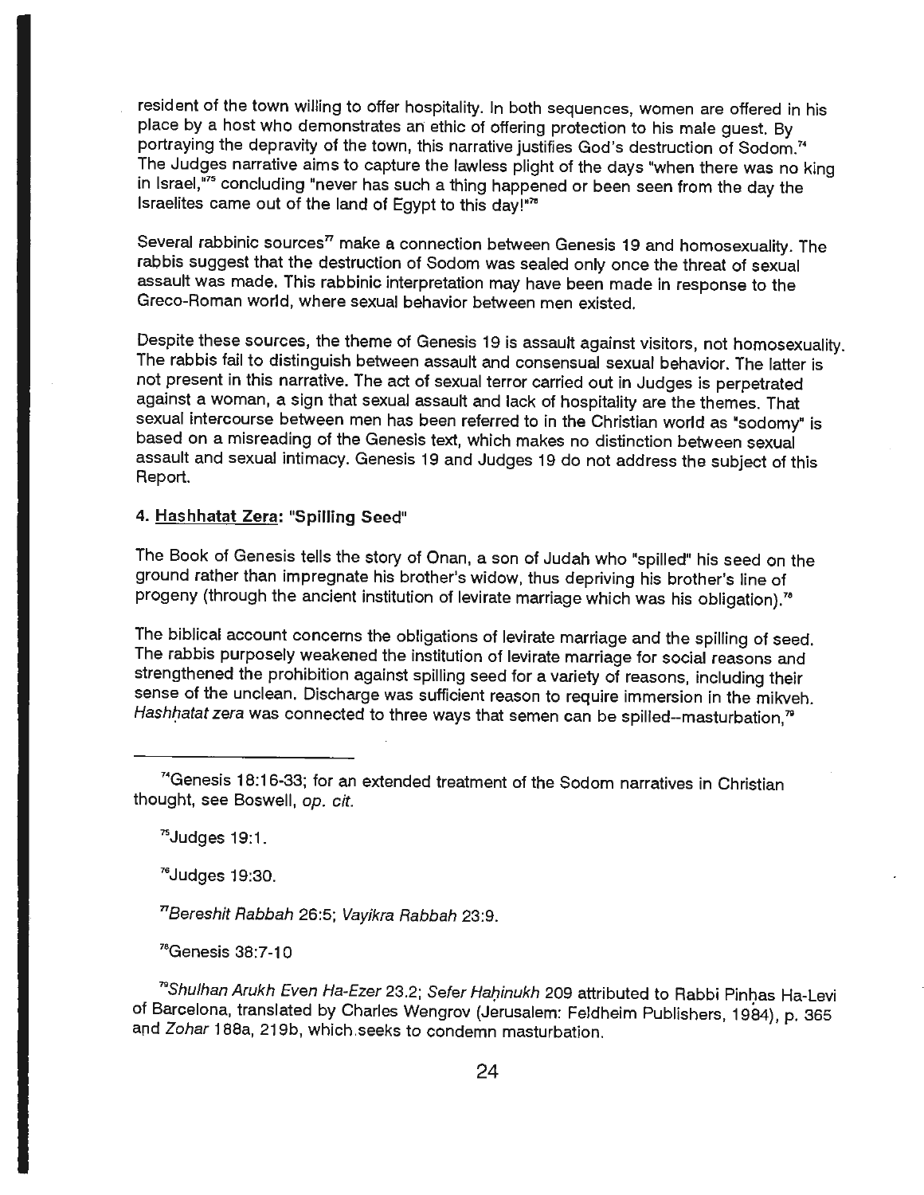resident of the town willing to offer hospitality. In both sequences, women are offered in his place by a host who demonstrates an ethic of offering protection to his male guest. By portraying the depravity of the town, this narrative justifies God's destruction of Sodom.[74] The Judges narrative aims to capture the lawless plight of the days "when there was no king in Israel,"[75] concluding "never has such a thing happened or been seen from the day the Israelites came out of the land of Egypt to this day!"[76]

Several rabbinic sources[77] make a connection between Genesis 19 and homosexuality. The rabbis suggest that the destruction of Sodom was sealed only once the threat of sexual assault was made. This rabbinic interpretation may have been made in response to the Greco-Roman world, where sexual behavior between men existed.

Despite these sources, the theme of Genesis 19 is assault against visitors, not homosexuality. The rabbis fail to distinguish between assault and consensual sexual behavior. The latter is not present in this narrative. The act of sexual terror carried out in Judges is perpetrated against a woman, a sign that sexual assault and lack of hospitality are the themes. That sexual intercourse between men has been referred to in the Christian world as "sodomy" is based on a misreading of the Genesis text, which makes no distinction between sexual assault and sexual intimacy. Genesis 19 and Judges 19 do not address the subject of this Report.

#### 4. Hashhatat Zera: "Spilling Seed"

The Book of Genesis tells the story of Onan, a son of Judah who "spilled" his seed on the ground rather than impregnate his brother's widow, thus depriving his brother's line of progeny (through the ancient institution of levirate marriage which was his obligation).[78]

The biblical account concerns the obligations of levirate marriage and the spilling of seed. The rabbis purposely weakened the institution of levirate marriage for social reasons and strengthened the prohibition against spilling seed for a variety of reasons, including their sense of the unclean. Discharge was sufficient reason to require immersion in the mikveh. *Hashhatat zera* was connected to three ways that semen can be spilled--masturbation,[79]

---

[74] Genesis 18:16-33; for an extended treatment of the Sodom narratives in Christian thought, see Boswell, *op. cit.*

[75] Judges 19:1.

[76] Judges 19:30.

[77] *Bereshit Rabbah* 26:5; *Vayikra Rabbah* 23:9.

[78] Genesis 38:7-10

[79] *Shulhan Arukh Even Ha-Ezer* 23.2; *Sefer Haḥinukh* 209 attributed to Rabbi Pinḥas Ha-Levi of Barcelona, translated by Charles Wengrov (Jerusalem: Feldheim Publishers, 1984), p. 365 and *Zohar* 188a, 219b, which seeks to condemn masturbation.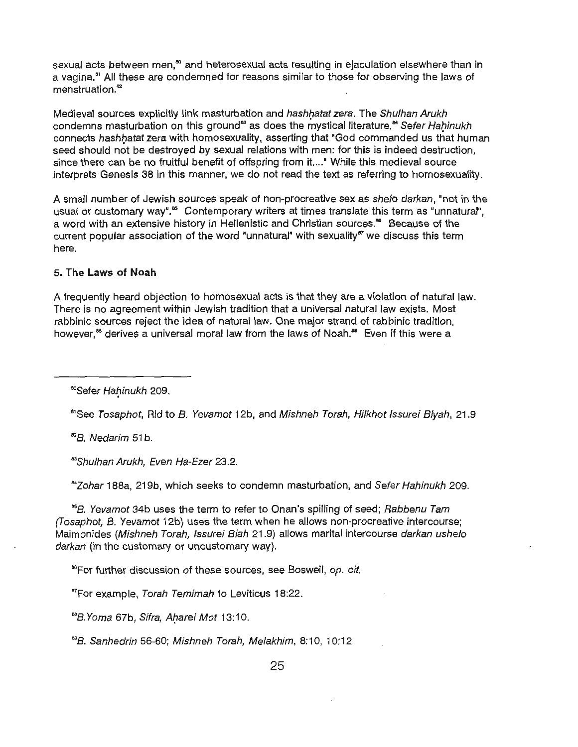sexual acts between men,[80] and heterosexual acts resulting in ejaculation elsewhere than in a vagina.[81] All these are condemned for reasons similar to those for observing the laws of menstruation.[82]

Medieval sources explicitly link masturbation and *hashhatat zera*. The *Shulhan Arukh* condemns masturbation on this ground[83] as does the mystical literature.[84] *Sefer Hahinukh* connects *hashhatat* zera with homosexuality, asserting that "God commanded us that human seed should not be destroyed by sexual relations with men: for this is indeed destruction, since there can be no fruitful benefit of offspring from it...." While this medieval source interprets Genesis 38 in this manner, we do not read the text as referring to homosexuality.

A small number of Jewish sources speak of non-procreative sex as *shelo darkan*, "not in the usual or customary way".[85] Contemporary writers at times translate this term as "unnatural", a word with an extensive history in Hellenistic and Christian sources.[86] Because of the current popular association of the word "unnatural" with sexuality[87] we discuss this term here.

**5. The Laws of Noah**

A frequently heard objection to homosexual acts is that they are a violation of natural law. There is no agreement within Jewish tradition that a universal natural law exists. Most rabbinic sources reject the idea of natural law. One major strand of rabbinic tradition, however,[88] derives a universal moral law from the laws of Noah.[89] Even if this were a

---

[80]*Sefer Hahinukh* 209.

[81]See *Tosaphot*, Rid to *B. Yevamot* 12b, and *Mishneh Torah, Hilkhot Issurei Biyah*, 21.9

[82]*B. Nedarim* 51b.

[83]*Shulhan Arukh, Even Ha-Ezer* 23.2.

[84]*Zohar* 188a, 219b, which seeks to condemn masturbation, and *Sefer Hahinukh* 209.

[85]*B. Yevamot* 34b uses the term to refer to Onan's spilling of seed; *Rabbenu Tam (Tosaphot, B. Yevamot* 12b) uses the term when he allows non-procreative intercourse; Maimonides (*Mishneh Torah, Issurei Biah* 21.9) allows marital intercourse *darkan ushelo darkan* (in the customary or uncustomary way).

[86]For further discussion of these sources, see Boswell, *op. cit.*

[87]For example, *Torah Temimah* to Leviticus 18:22.

[88]*B.Yoma* 67b, *Sifra, Aharei Mot* 13:10.

[89]*B. Sanhedrin* 56-60; *Mishneh Torah, Melakhim*, 8:10, 10:12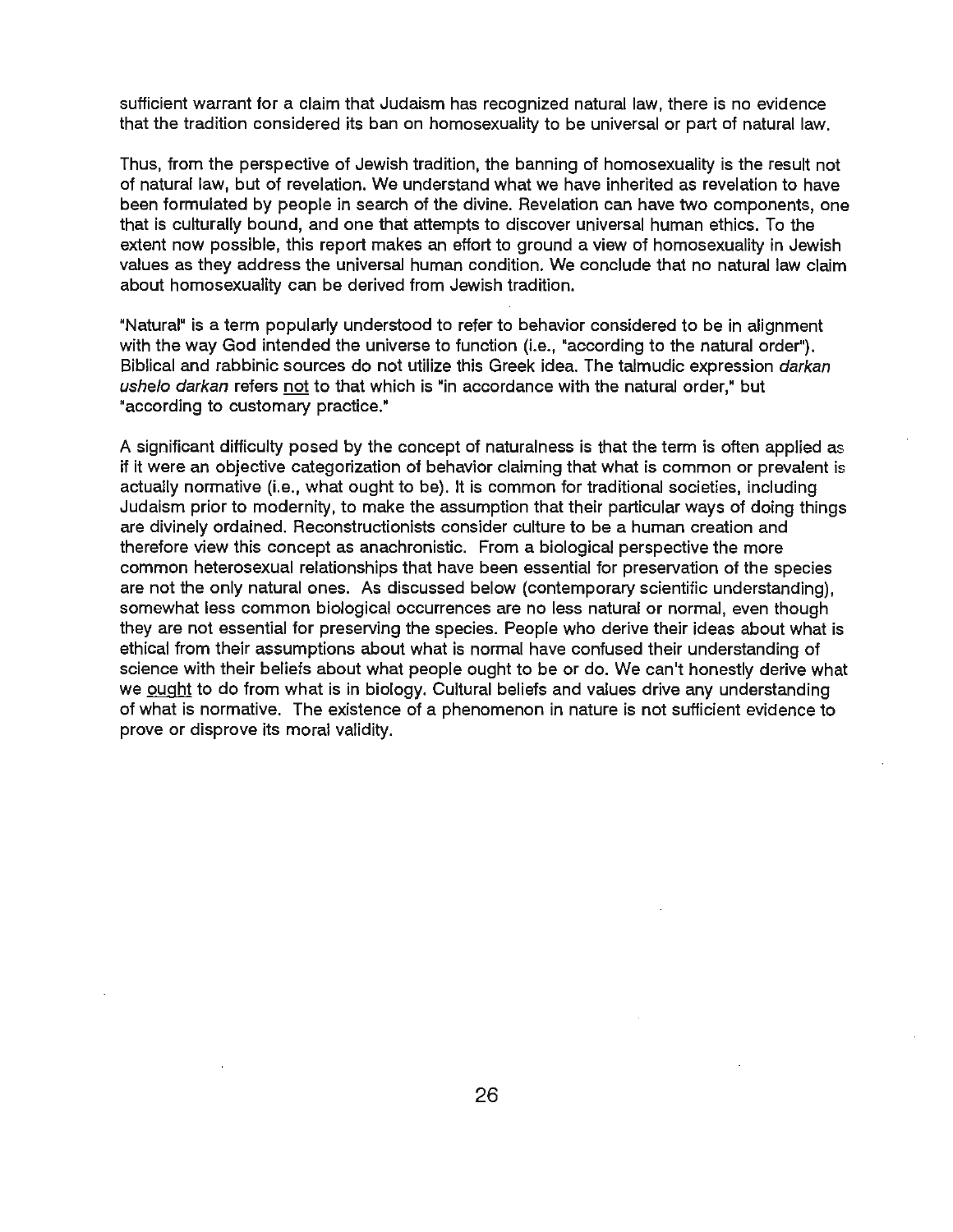sufficient warrant for a claim that Judaism has recognized natural law, there is no evidence that the tradition considered its ban on homosexuality to be universal or part of natural law.

Thus, from the perspective of Jewish tradition, the banning of homosexuality is the result not of natural law, but of revelation. We understand what we have inherited as revelation to have been formulated by people in search of the divine. Revelation can have two components, one that is culturally bound, and one that attempts to discover universal human ethics. To the extent now possible, this report makes an effort to ground a view of homosexuality in Jewish values as they address the universal human condition. We conclude that no natural law claim about homosexuality can be derived from Jewish tradition.

"Natural" is a term popularly understood to refer to behavior considered to be in alignment with the way God intended the universe to function (i.e., "according to the natural order"). Biblical and rabbinic sources do not utilize this Greek idea. The talmudic expression *darkan ushelo darkan* refers <u>not</u> to that which is "in accordance with the natural order," but "according to customary practice."

A significant difficulty posed by the concept of naturalness is that the term is often applied as if it were an objective categorization of behavior claiming that what is common or prevalent is actually normative (i.e., what ought to be). It is common for traditional societies, including Judaism prior to modernity, to make the assumption that their particular ways of doing things are divinely ordained. Reconstructionists consider culture to be a human creation and therefore view this concept as anachronistic. From a biological perspective the more common heterosexual relationships that have been essential for preservation of the species are not the only natural ones. As discussed below (contemporary scientific understanding), somewhat less common biological occurrences are no less natural or normal, even though they are not essential for preserving the species. People who derive their ideas about what is ethical from their assumptions about what is normal have confused their understanding of science with their beliefs about what people ought to be or do. We can't honestly derive what we <u>ought</u> to do from what is in biology. Cultural beliefs and values drive any understanding of what is normative. The existence of a phenomenon in nature is not sufficient evidence to prove or disprove its moral validity.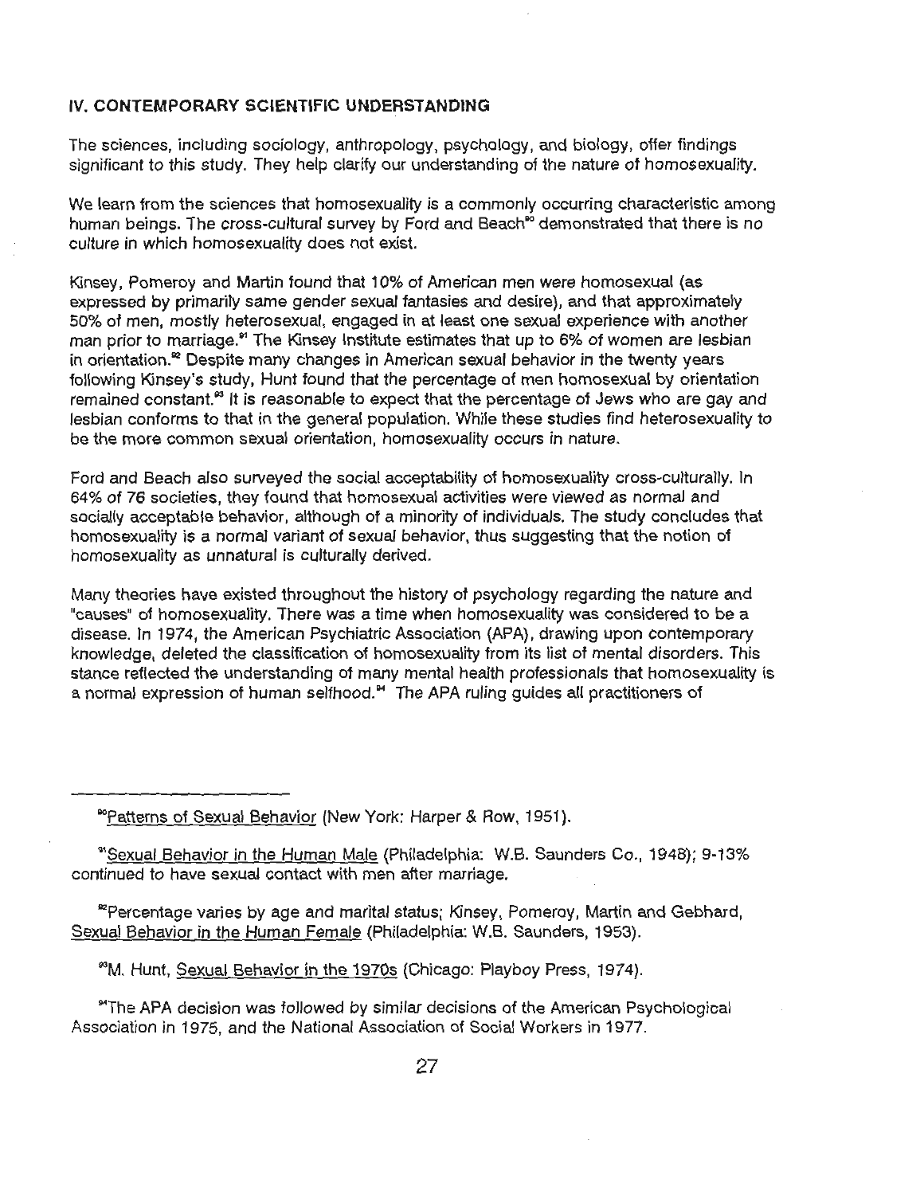## IV. CONTEMPORARY SCIENTIFIC UNDERSTANDING

The sciences, including sociology, anthropology, psychology, and biology, offer findings significant to this study. They help clarify our understanding of the nature of homosexuality.

We learn from the sciences that homosexuality is a commonly occurring characteristic among human beings. The cross-cultural survey by Ford and Beach[90] demonstrated that there is no culture in which homosexuality does not exist.

Kinsey, Pomeroy and Martin found that 10% of American men were homosexual (as expressed by primarily same gender sexual fantasies and desire), and that approximately 50% of men, mostly heterosexual, engaged in at least one sexual experience with another man prior to marriage.[91] The Kinsey Institute estimates that up to 6% of women are lesbian in orientation.[92] Despite many changes in American sexual behavior in the twenty years following Kinsey's study, Hunt found that the percentage of men homosexual by orientation remained constant.[93] It is reasonable to expect that the percentage of Jews who are gay and lesbian conforms to that in the general population. While these studies find heterosexuality to be the more common sexual orientation, homosexuality occurs in nature.

Ford and Beach also surveyed the social acceptability of homosexuality cross-culturally. In 64% of 76 societies, they found that homosexual activities were viewed as normal and socially acceptable behavior, although of a minority of individuals. The study concludes that homosexuality is a normal variant of sexual behavior, thus suggesting that the notion of homosexuality as unnatural is culturally derived.

Many theories have existed throughout the history of psychology regarding the nature and "causes" of homosexuality. There was a time when homosexuality was considered to be a disease. In 1974, the American Psychiatric Association (APA), drawing upon contemporary knowledge, deleted the classification of homosexuality from its list of mental disorders. This stance reflected the understanding of many mental health professionals that homosexuality is a normal expression of human selfhood.[94] The APA ruling guides all practitioners of

---

[90] Patterns of Sexual Behavior (New York: Harper & Row, 1951).

[91] Sexual Behavior in the Human Male (Philadelphia: W.B. Saunders Co., 1948); 9-13% continued to have sexual contact with men after marriage.

[92] Percentage varies by age and marital status; Kinsey, Pomeroy, Martin and Gebhard, Sexual Behavior in the Human Female (Philadelphia: W.B. Saunders, 1953).

[93] M. Hunt, Sexual Behavior in the 1970s (Chicago: Playboy Press, 1974).

[94] The APA decision was followed by similar decisions of the American Psychological Association in 1975, and the National Association of Social Workers in 1977.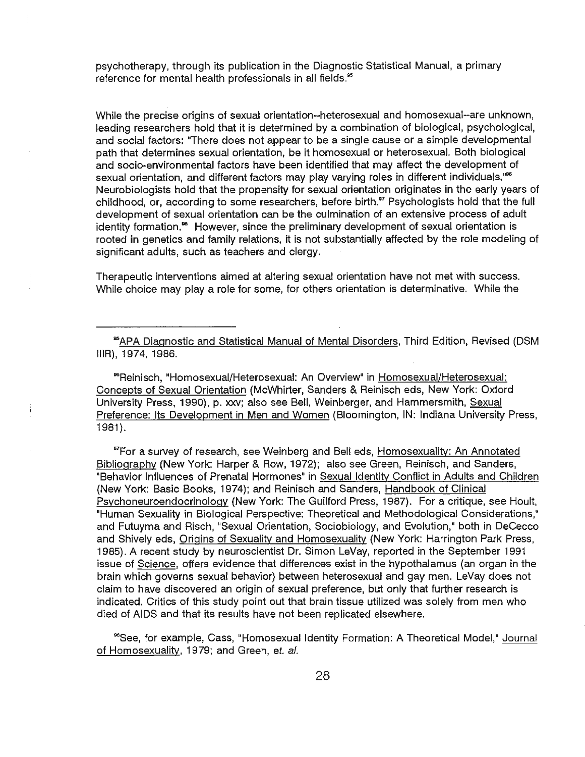psychotherapy, through its publication in the Diagnostic Statistical Manual, a primary reference for mental health professionals in all fields.[95]

While the precise origins of sexual orientation--heterosexual and homosexual--are unknown, leading researchers hold that it is determined by a combination of biological, psychological, and social factors: "There does not appear to be a single cause or a simple developmental path that determines sexual orientation, be it homosexual or heterosexual. Both biological and socio-environmental factors have been identified that may affect the development of sexual orientation, and different factors may play varying roles in different individuals."[96] Neurobiologists hold that the propensity for sexual orientation originates in the early years of childhood, or, according to some researchers, before birth.[97] Psychologists hold that the full development of sexual orientation can be the culmination of an extensive process of adult identity formation.[98] However, since the preliminary development of sexual orientation is rooted in genetics and family relations, it is not substantially affected by the role modeling of significant adults, such as teachers and clergy.

Therapeutic interventions aimed at altering sexual orientation have not met with success. While choice may play a role for some, for others orientation is determinative. While the

---

[95] APA Diagnostic and Statistical Manual of Mental Disorders, Third Edition, Revised (DSM IIIR), 1974, 1986.

[96] Reinisch, "Homosexual/Heterosexual: An Overview" in Homosexual/Heterosexual: Concepts of Sexual Orientation (McWhirter, Sanders & Reinisch eds, New York: Oxford University Press, 1990), p. xxv; also see Bell, Weinberger, and Hammersmith, Sexual Preference: Its Development in Men and Women (Bloomington, IN: Indiana University Press, 1981).

[97] For a survey of research, see Weinberg and Bell eds, Homosexuality: An Annotated Bibliography (New York: Harper & Row, 1972); also see Green, Reinisch, and Sanders, "Behavior Influences of Prenatal Hormones" in Sexual Identity Conflict in Adults and Children (New York: Basic Books, 1974); and Reinisch and Sanders, Handbook of Clinical Psychoneuroendocrinology (New York: The Guilford Press, 1987). For a critique, see Hoult, "Human Sexuality in Biological Perspective: Theoretical and Methodological Considerations," and Futuyma and Risch, "Sexual Orientation, Sociobiology, and Evolution," both in DeCecco and Shively eds, Origins of Sexuality and Homosexuality (New York: Harrington Park Press, 1985). A recent study by neuroscientist Dr. Simon LeVay, reported in the September 1991 issue of Science, offers evidence that differences exist in the hypothalamus (an organ in the brain which governs sexual behavior) between heterosexual and gay men. LeVay does not claim to have discovered an origin of sexual preference, but only that further research is indicated. Critics of this study point out that brain tissue utilized was solely from men who died of AIDS and that its results have not been replicated elsewhere.

[98] See, for example, Cass, "Homosexual Identity Formation: A Theoretical Model," Journal of Homosexuality, 1979; and Green, *et. al.*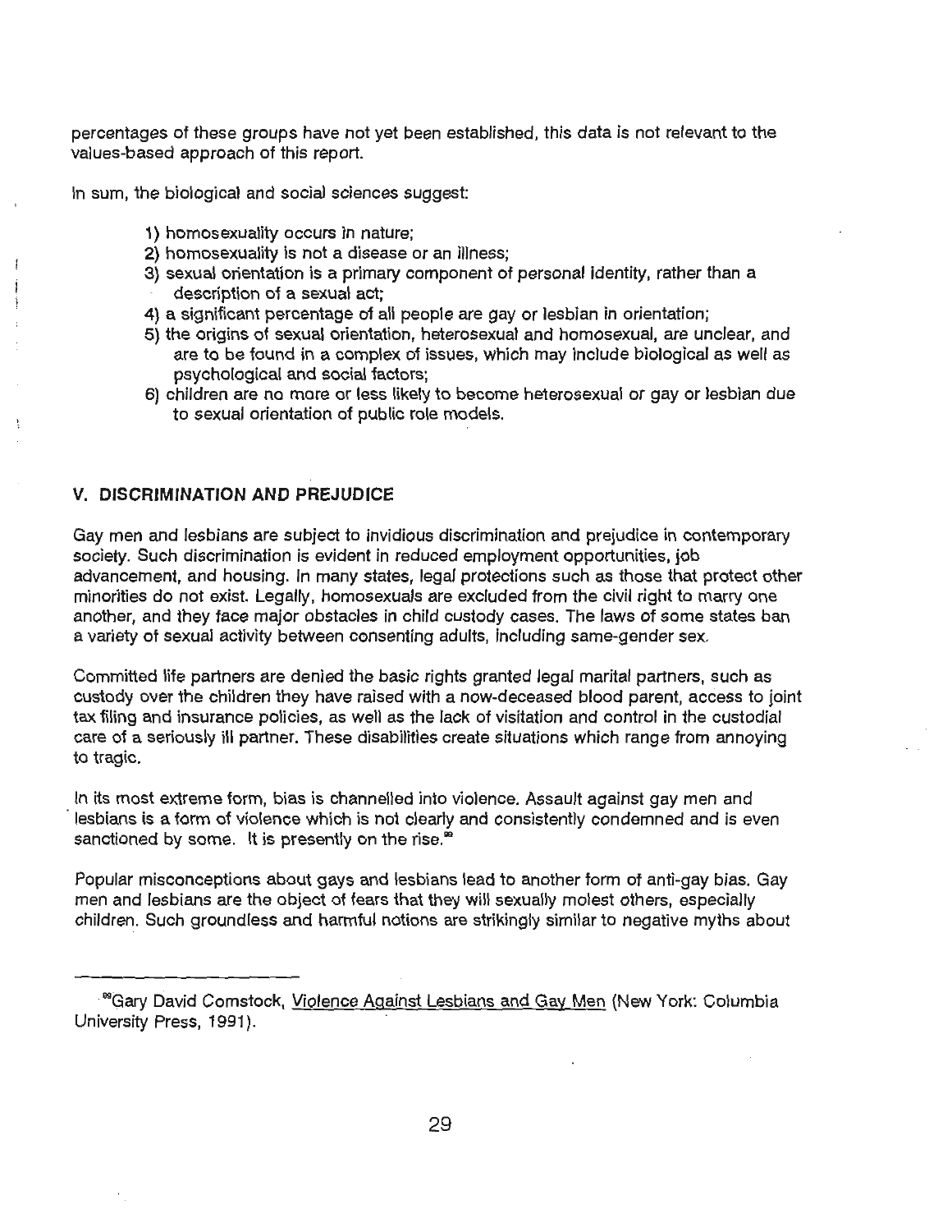percentages of these groups have not yet been established, this data is not relevant to the values-based approach of this report.

In sum, the biological and social sciences suggest:

1) homosexuality occurs in nature;
2) homosexuality is not a disease or an illness;
3) sexual orientation is a primary component of personal identity, rather than a description of a sexual act;
4) a significant percentage of all people are gay or lesbian in orientation;
5) the origins of sexual orientation, heterosexual and homosexual, are unclear, and are to be found in a complex of issues, which may include biological as well as psychological and social factors;
6) children are no more or less likely to become heterosexual or gay or lesbian due to sexual orientation of public role models.

## V. DISCRIMINATION AND PREJUDICE

Gay men and lesbians are subject to invidious discrimination and prejudice in contemporary society. Such discrimination is evident in reduced employment opportunities, job advancement, and housing. In many states, legal protections such as those that protect other minorities do not exist. Legally, homosexuals are excluded from the civil right to marry one another, and they face major obstacles in child custody cases. The laws of some states ban a variety of sexual activity between consenting adults, including same-gender sex.

Committed life partners are denied the basic rights granted legal marital partners, such as custody over the children they have raised with a now-deceased blood parent, access to joint tax filing and insurance policies, as well as the lack of visitation and control in the custodial care of a seriously ill partner. These disabilities create situations which range from annoying to tragic.

In its most extreme form, bias is channelled into violence. Assault against gay men and lesbians is a form of violence which is not clearly and consistently condemned and is even sanctioned by some. It is presently on the rise.[99]

Popular misconceptions about gays and lesbians lead to another form of anti-gay bias. Gay men and lesbians are the object of fears that they will sexually molest others, especially children. Such groundless and harmful notions are strikingly similar to negative myths about

---

[99] Gary David Comstock, Violence Against Lesbians and Gay Men (New York: Columbia University Press, 1991).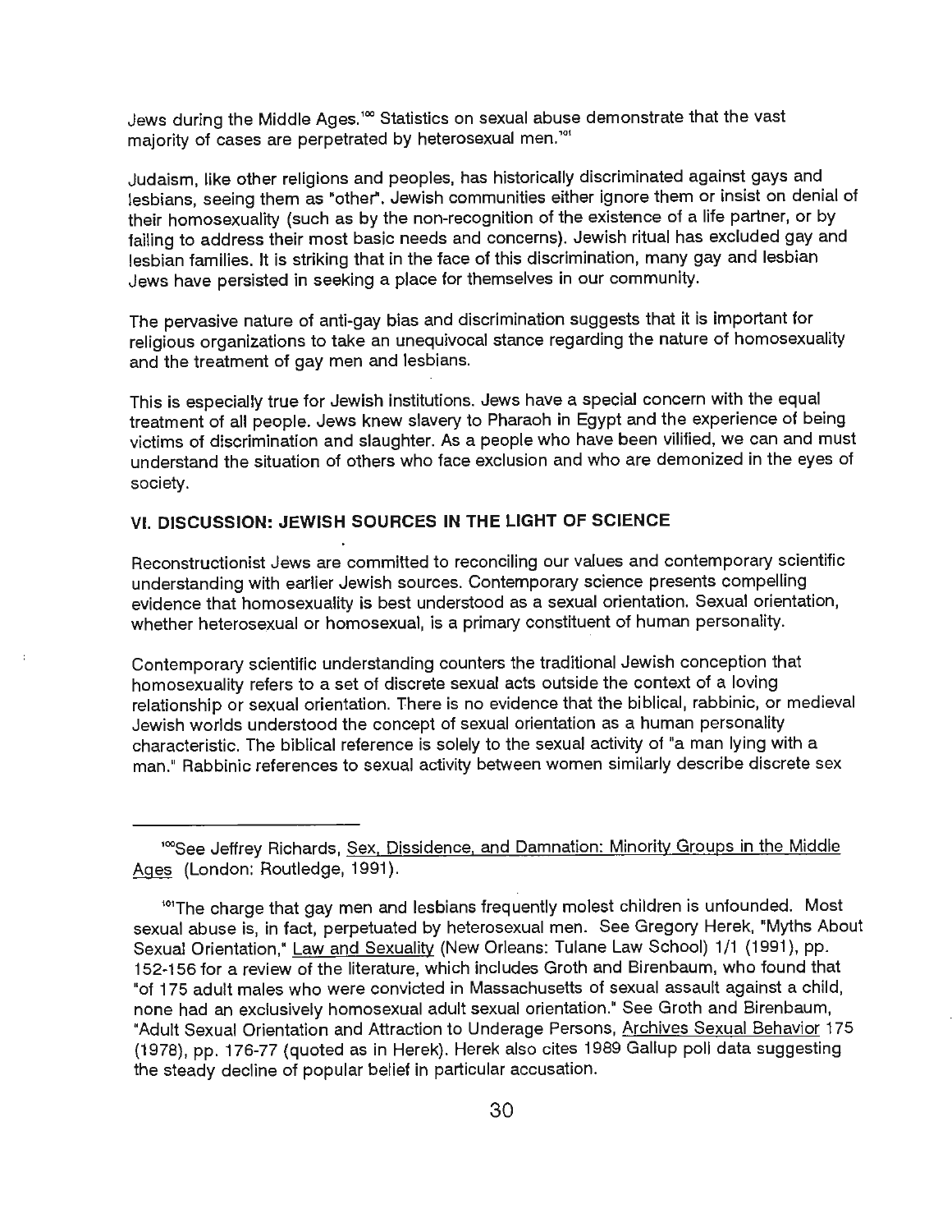Jews during the Middle Ages.[100] Statistics on sexual abuse demonstrate that the vast majority of cases are perpetrated by heterosexual men.[101]

Judaism, like other religions and peoples, has historically discriminated against gays and lesbians, seeing them as "other". Jewish communities either ignore them or insist on denial of their homosexuality (such as by the non-recognition of the existence of a life partner, or by failing to address their most basic needs and concerns). Jewish ritual has excluded gay and lesbian families. It is striking that in the face of this discrimination, many gay and lesbian Jews have persisted in seeking a place for themselves in our community.

The pervasive nature of anti-gay bias and discrimination suggests that it is important for religious organizations to take an unequivocal stance regarding the nature of homosexuality and the treatment of gay men and lesbians.

This is especially true for Jewish institutions. Jews have a special concern with the equal treatment of all people. Jews knew slavery to Pharaoh in Egypt and the experience of being victims of discrimination and slaughter. As a people who have been vilified, we can and must understand the situation of others who face exclusion and who are demonized in the eyes of society.

## VI. DISCUSSION: JEWISH SOURCES IN THE LIGHT OF SCIENCE

Reconstructionist Jews are committed to reconciling our values and contemporary scientific understanding with earlier Jewish sources. Contemporary science presents compelling evidence that homosexuality is best understood as a sexual orientation. Sexual orientation, whether heterosexual or homosexual, is a primary constituent of human personality.

Contemporary scientific understanding counters the traditional Jewish conception that homosexuality refers to a set of discrete sexual acts outside the context of a loving relationship or sexual orientation. There is no evidence that the biblical, rabbinic, or medieval Jewish worlds understood the concept of sexual orientation as a human personality characteristic. The biblical reference is solely to the sexual activity of "a man lying with a man." Rabbinic references to sexual activity between women similarly describe discrete sex

---

[100] See Jeffrey Richards, Sex, Dissidence, and Damnation: Minority Groups in the Middle Ages (London: Routledge, 1991).

[101] The charge that gay men and lesbians frequently molest children is unfounded. Most sexual abuse is, in fact, perpetuated by heterosexual men. See Gregory Herek, "Myths About Sexual Orientation," Law and Sexuality (New Orleans: Tulane Law School) 1/1 (1991), pp. 152-156 for a review of the literature, which includes Groth and Birenbaum, who found that "of 175 adult males who were convicted in Massachusetts of sexual assault against a child, none had an exclusively homosexual adult sexual orientation." See Groth and Birenbaum, "Adult Sexual Orientation and Attraction to Underage Persons, Archives Sexual Behavior 175 (1978), pp. 176-77 (quoted as in Herek). Herek also cites 1989 Gallup poll data suggesting the steady decline of popular belief in particular accusation.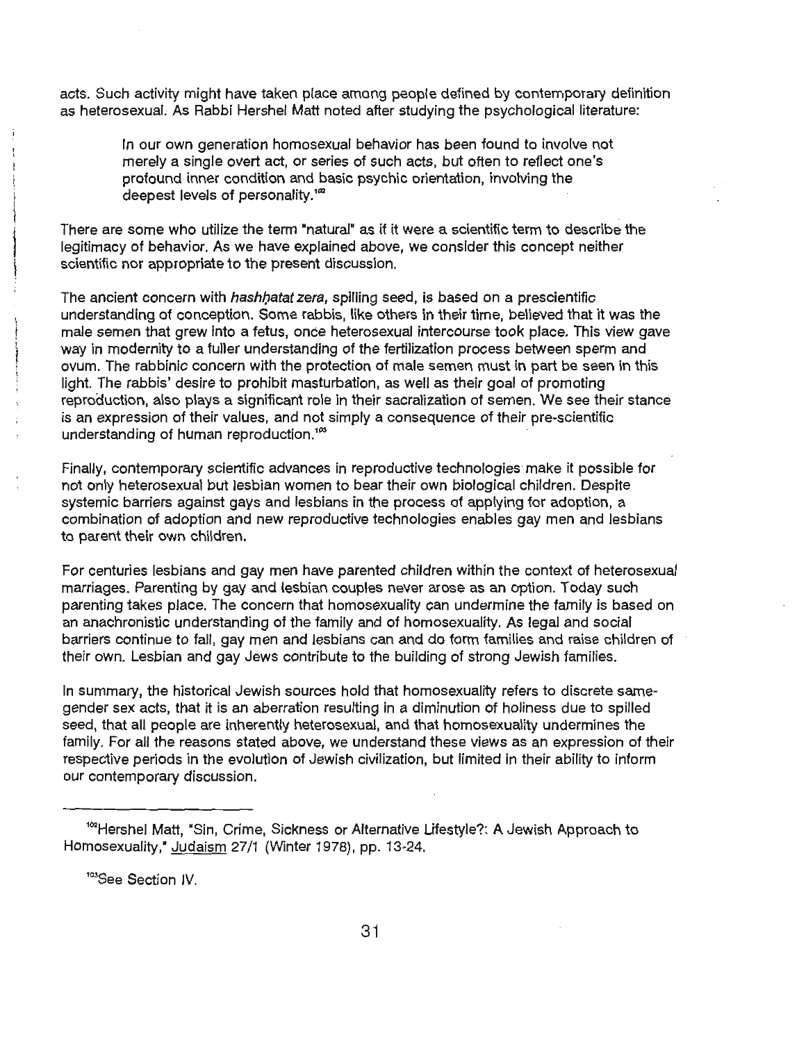acts. Such activity might have taken place among people defined by contemporary definition as heterosexual. As Rabbi Hershel Matt noted after studying the psychological literature:

> In our own generation homosexual behavior has been found to involve not merely a single overt act, or series of such acts, but often to reflect one's profound inner condition and basic psychic orientation, involving the deepest levels of personality.[102]

There are some who utilize the term "natural" as if it were a scientific term to describe the legitimacy of behavior. As we have explained above, we consider this concept neither scientific nor appropriate to the present discussion.

The ancient concern with *hashhatat zera*, spilling seed, is based on a prescientific understanding of conception. Some rabbis, like others in their time, believed that it was the male semen that grew into a fetus, once heterosexual intercourse took place. This view gave way in modernity to a fuller understanding of the fertilization process between sperm and ovum. The rabbinic concern with the protection of male semen must in part be seen in this light. The rabbis' desire to prohibit masturbation, as well as their goal of promoting reproduction, also plays a significant role in their sacralization of semen. We see their stance is an expression of their values, and not simply a consequence of their pre-scientific understanding of human reproduction.[103]

Finally, contemporary scientific advances in reproductive technologies make it possible for not only heterosexual but lesbian women to bear their own biological children. Despite systemic barriers against gays and lesbians in the process of applying for adoption, a combination of adoption and new reproductive technologies enables gay men and lesbians to parent their own children.

For centuries lesbians and gay men have parented children within the context of heterosexual marriages. Parenting by gay and lesbian couples never arose as an option. Today such parenting takes place. The concern that homosexuality can undermine the family is based on an anachronistic understanding of the family and of homosexuality. As legal and social barriers continue to fall, gay men and lesbians can and do form families and raise children of their own. Lesbian and gay Jews contribute to the building of strong Jewish families.

In summary, the historical Jewish sources hold that homosexuality refers to discrete same-gender sex acts, that it is an aberration resulting in a diminution of holiness due to spilled seed, that all people are inherently heterosexual, and that homosexuality undermines the family. For all the reasons stated above, we understand these views as an expression of their respective periods in the evolution of Jewish civilization, but limited in their ability to inform our contemporary discussion.

---

[102] Hershel Matt, "Sin, Crime, Sickness or Alternative Lifestyle?: A Jewish Approach to Homosexuality," Judaism 27/1 (Winter 1978), pp. 13-24.

[103] See Section IV.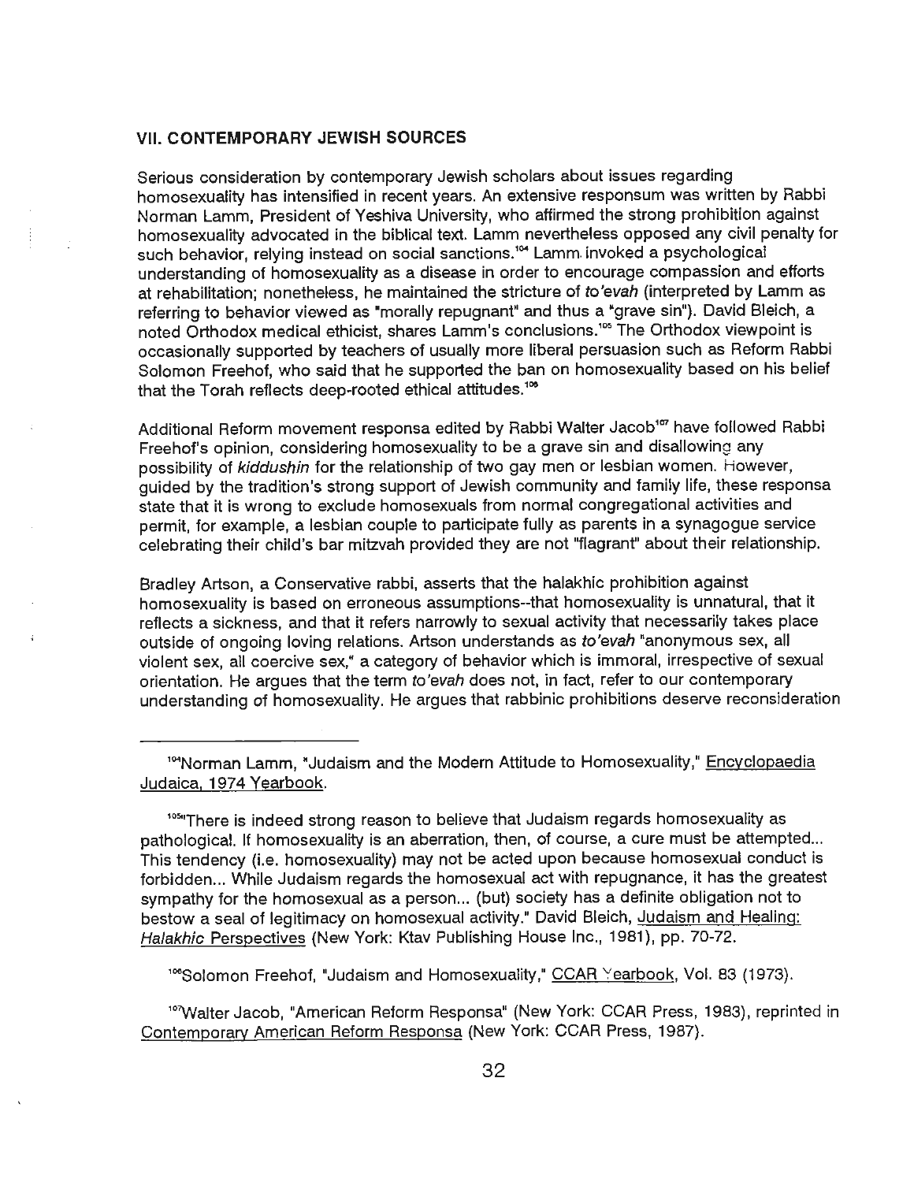## VII. CONTEMPORARY JEWISH SOURCES

Serious consideration by contemporary Jewish scholars about issues regarding homosexuality has intensified in recent years. An extensive responsum was written by Rabbi Norman Lamm, President of Yeshiva University, who affirmed the strong prohibition against homosexuality advocated in the biblical text. Lamm nevertheless opposed any civil penalty for such behavior, relying instead on social sanctions.[104] Lamm invoked a psychological understanding of homosexuality as a disease in order to encourage compassion and efforts at rehabilitation; nonetheless, he maintained the stricture of *to'evah* (interpreted by Lamm as referring to behavior viewed as "morally repugnant" and thus a "grave sin"). David Bleich, a noted Orthodox medical ethicist, shares Lamm's conclusions.[105] The Orthodox viewpoint is occasionally supported by teachers of usually more liberal persuasion such as Reform Rabbi Solomon Freehof, who said that he supported the ban on homosexuality based on his belief that the Torah reflects deep-rooted ethical attitudes.[106]

Additional Reform movement responsa edited by Rabbi Walter Jacob[107] have followed Rabbi Freehof's opinion, considering homosexuality to be a grave sin and disallowing any possibility of *kiddushin* for the relationship of two gay men or lesbian women. However, guided by the tradition's strong support of Jewish community and family life, these responsa state that it is wrong to exclude homosexuals from normal congregational activities and permit, for example, a lesbian couple to participate fully as parents in a synagogue service celebrating their child's bar mitzvah provided they are not "flagrant" about their relationship.

Bradley Artson, a Conservative rabbi, asserts that the halakhic prohibition against homosexuality is based on erroneous assumptions--that homosexuality is unnatural, that it reflects a sickness, and that it refers narrowly to sexual activity that necessarily takes place outside of ongoing loving relations. Artson understands as *to'evah* "anonymous sex, all violent sex, all coercive sex," a category of behavior which is immoral, irrespective of sexual orientation. He argues that the term *to'evah* does not, in fact, refer to our contemporary understanding of homosexuality. He argues that rabbinic prohibitions deserve reconsideration

---

[104] Norman Lamm, "Judaism and the Modern Attitude to Homosexuality," Encyclopaedia Judaica, 1974 Yearbook.

[105] "There is indeed strong reason to believe that Judaism regards homosexuality as pathological. If homosexuality is an aberration, then, of course, a cure must be attempted... This tendency (i.e. homosexuality) may not be acted upon because homosexual conduct is forbidden... While Judaism regards the homosexual act with repugnance, it has the greatest sympathy for the homosexual as a person... (but) society has a definite obligation not to bestow a seal of legitimacy on homosexual activity." David Bleich, Judaism and Healing: *Halakhic* Perspectives (New York: Ktav Publishing House Inc., 1981), pp. 70-72.

[106] Solomon Freehof, "Judaism and Homosexuality," CCAR Yearbook, Vol. 83 (1973).

[107] Walter Jacob, "American Reform Responsa" (New York: CCAR Press, 1983), reprinted in Contemporary American Reform Responsa (New York: CCAR Press, 1987).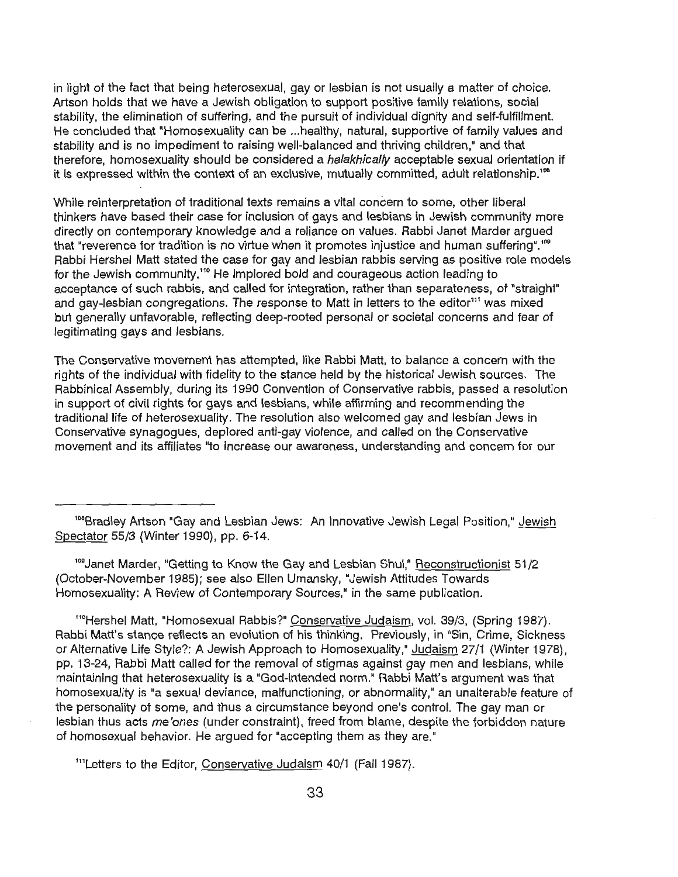in light of the fact that being heterosexual, gay or lesbian is not usually a matter of choice. Artson holds that we have a Jewish obligation to support positive family relations, social stability, the elimination of suffering, and the pursuit of individual dignity and self-fulfillment. He concluded that "Homosexuality can be ...healthy, natural, supportive of family values and stability and is no impediment to raising well-balanced and thriving children," and that therefore, homosexuality should be considered a *halakhically* acceptable sexual orientation if it is expressed within the context of an exclusive, mutually committed, adult relationship.[108]

While reinterpretation of traditional texts remains a vital concern to some, other liberal thinkers have based their case for inclusion of gays and lesbians in Jewish community more directly on contemporary knowledge and a reliance on values. Rabbi Janet Marder argued that "reverence for tradition is no virtue when it promotes injustice and human suffering".[109] Rabbi Hershel Matt stated the case for gay and lesbian rabbis serving as positive role models for the Jewish community.[110] He implored bold and courageous action leading to acceptance of such rabbis, and called for integration, rather than separateness, of "straight" and gay-lesbian congregations. The response to Matt in letters to the editor[111] was mixed but generally unfavorable, reflecting deep-rooted personal or societal concerns and fear of legitimating gays and lesbians.

The Conservative movement has attempted, like Rabbi Matt, to balance a concern with the rights of the individual with fidelity to the stance held by the historical Jewish sources. The Rabbinical Assembly, during its 1990 Convention of Conservative rabbis, passed a resolution in support of civil rights for gays and lesbians, while affirming and recommending the traditional life of heterosexuality. The resolution also welcomed gay and lesbian Jews in Conservative synagogues, deplored anti-gay violence, and called on the Conservative movement and its affiliates "to increase our awareness, understanding and concern for our

---

[108]Bradley Artson "Gay and Lesbian Jews: An Innovative Jewish Legal Position," Jewish Spectator 55/3 (Winter 1990), pp. 6-14.

[109]Janet Marder, "Getting to Know the Gay and Lesbian Shul," Reconstructionist 51/2 (October-November 1985); see also Ellen Umansky, "Jewish Attitudes Towards Homosexuality: A Review of Contemporary Sources," in the same publication.

[110]Hershel Matt, "Homosexual Rabbis?" Conservative Judaism, vol. 39/3, (Spring 1987). Rabbi Matt's stance reflects an evolution of his thinking. Previously, in "Sin, Crime, Sickness or Alternative Life Style?: A Jewish Approach to Homosexuality," Judaism 27/1 (Winter 1978), pp. 13-24, Rabbi Matt called for the removal of stigmas against gay men and lesbians, while maintaining that heterosexuality is a "God-intended norm." Rabbi Matt's argument was that homosexuality is "a sexual deviance, malfunctioning, or abnormality," an unalterable feature of the personality of some, and thus a circumstance beyond one's control. The gay man or lesbian thus acts *me'ones* (under constraint), freed from blame, despite the forbidden nature of homosexual behavior. He argued for "accepting them as they are."

[111]Letters to the Editor, Conservative Judaism 40/1 (Fall 1987).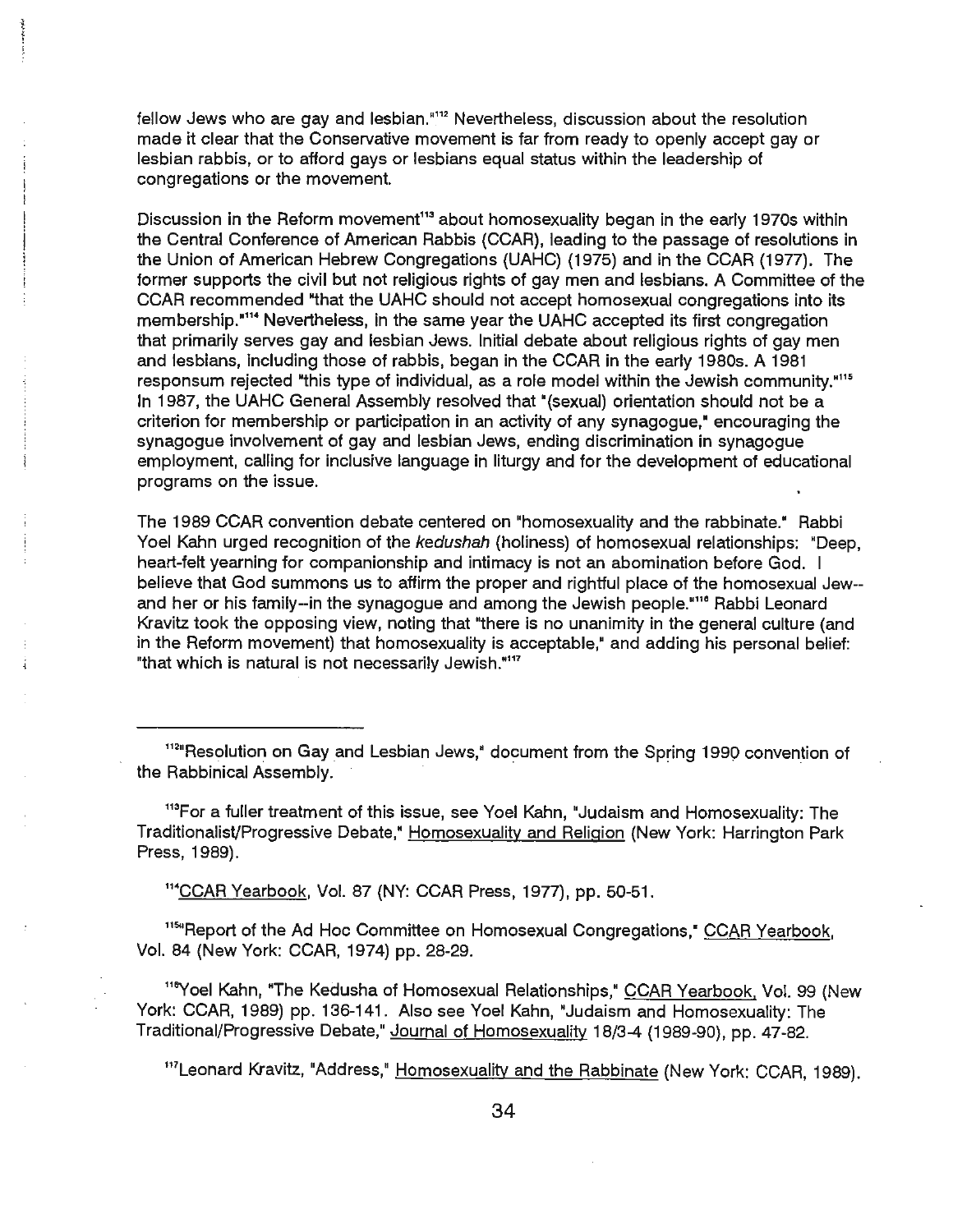fellow Jews who are gay and lesbian."[112] Nevertheless, discussion about the resolution made it clear that the Conservative movement is far from ready to openly accept gay or lesbian rabbis, or to afford gays or lesbians equal status within the leadership of congregations or the movement.

Discussion in the Reform movement[113] about homosexuality began in the early 1970s within the Central Conference of American Rabbis (CCAR), leading to the passage of resolutions in the Union of American Hebrew Congregations (UAHC) (1975) and in the CCAR (1977). The former supports the civil but not religious rights of gay men and lesbians. A Committee of the CCAR recommended "that the UAHC should not accept homosexual congregations into its membership."[114] Nevertheless, in the same year the UAHC accepted its first congregation that primarily serves gay and lesbian Jews. Initial debate about religious rights of gay men and lesbians, including those of rabbis, began in the CCAR in the early 1980s. A 1981 responsum rejected "this type of individual, as a role model within the Jewish community."[115] In 1987, the UAHC General Assembly resolved that "(sexual) orientation should not be a criterion for membership or participation in an activity of any synagogue," encouraging the synagogue involvement of gay and lesbian Jews, ending discrimination in synagogue employment, calling for inclusive language in liturgy and for the development of educational programs on the issue.

The 1989 CCAR convention debate centered on "homosexuality and the rabbinate." Rabbi Yoel Kahn urged recognition of the *kedushah* (holiness) of homosexual relationships: "Deep, heart-felt yearning for companionship and intimacy is not an abomination before God. I believe that God summons us to affirm the proper and rightful place of the homosexual Jew--and her or his family--in the synagogue and among the Jewish people."[116] Rabbi Leonard Kravitz took the opposing view, noting that "there is no unanimity in the general culture (and in the Reform movement) that homosexuality is acceptable," and adding his personal belief: "that which is natural is not necessarily Jewish."[117]

---

[112] "Resolution on Gay and Lesbian Jews," document from the Spring 1990 convention of the Rabbinical Assembly.

[113] For a fuller treatment of this issue, see Yoel Kahn, "Judaism and Homosexuality: The Traditionalist/Progressive Debate," Homosexuality and Religion (New York: Harrington Park Press, 1989).

[114] CCAR Yearbook, Vol. 87 (NY: CCAR Press, 1977), pp. 50-51.

[115] "Report of the Ad Hoc Committee on Homosexual Congregations," CCAR Yearbook, Vol. 84 (New York: CCAR, 1974) pp. 28-29.

[116] Yoel Kahn, "The Kedusha of Homosexual Relationships," CCAR Yearbook, Vol. 99 (New York: CCAR, 1989) pp. 136-141. Also see Yoel Kahn, "Judaism and Homosexuality: The Traditional/Progressive Debate," Journal of Homosexuality 18/3-4 (1989-90), pp. 47-82.

[117] Leonard Kravitz, "Address," Homosexuality and the Rabbinate (New York: CCAR, 1989).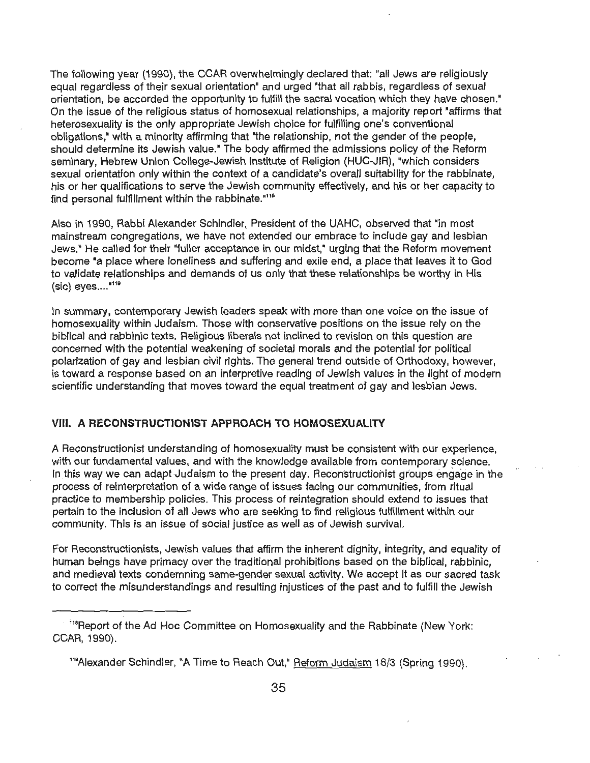The following year (1990), the CCAR overwhelmingly declared that: "all Jews are religiously equal regardless of their sexual orientation" and urged "that all rabbis, regardless of sexual orientation, be accorded the opportunity to fulfill the sacral vocation which they have chosen." On the issue of the religious status of homosexual relationships, a majority report "affirms that heterosexuality is the only appropriate Jewish choice for fulfilling one's conventional obligations," with a minority affirming that "the relationship, not the gender of the people, should determine its Jewish value." The body affirmed the admissions policy of the Reform seminary, Hebrew Union College-Jewish Institute of Religion (HUC-JIR), "which considers sexual orientation only within the context of a candidate's overall suitability for the rabbinate, his or her qualifications to serve the Jewish community effectively, and his or her capacity to find personal fulfillment within the rabbinate."[118]

Also in 1990, Rabbi Alexander Schindler, President of the UAHC, observed that "in most mainstream congregations, we have not extended our embrace to include gay and lesbian Jews." He called for their "fuller acceptance in our midst," urging that the Reform movement become "a place where loneliness and suffering and exile end, a place that leaves it to God to validate relationships and demands of us only that these relationships be worthy in His (sic) eyes...."[119]

In summary, contemporary Jewish leaders speak with more than one voice on the issue of homosexuality within Judaism. Those with conservative positions on the issue rely on the biblical and rabbinic texts. Religious liberals not inclined to revision on this question are concerned with the potential weakening of societal morals and the potential for political polarization of gay and lesbian civil rights. The general trend outside of Orthodoxy, however, is toward a response based on an interpretive reading of Jewish values in the light of modern scientific understanding that moves toward the equal treatment of gay and lesbian Jews.

## VIII. A RECONSTRUCTIONIST APPROACH TO HOMOSEXUALITY

A Reconstructionist understanding of homosexuality must be consistent with our experience, with our fundamental values, and with the knowledge available from contemporary science. In this way we can adapt Judaism to the present day. Reconstructionist groups engage in the process of reinterpretation of a wide range of issues facing our communities, from ritual practice to membership policies. This process of reintegration should extend to issues that pertain to the inclusion of all Jews who are seeking to find religious fulfillment within our community. This is an issue of social justice as well as of Jewish survival.

For Reconstructionists, Jewish values that affirm the inherent dignity, integrity, and equality of human beings have primacy over the traditional prohibitions based on the biblical, rabbinic, and medieval texts condemning same-gender sexual activity. We accept it as our sacred task to correct the misunderstandings and resulting injustices of the past and to fulfill the Jewish

---

[118]Report of the Ad Hoc Committee on Homosexuality and the Rabbinate (New York: CCAR, 1990).

[119]Alexander Schindler, "A Time to Reach Out," Reform Judaism 18/3 (Spring 1990).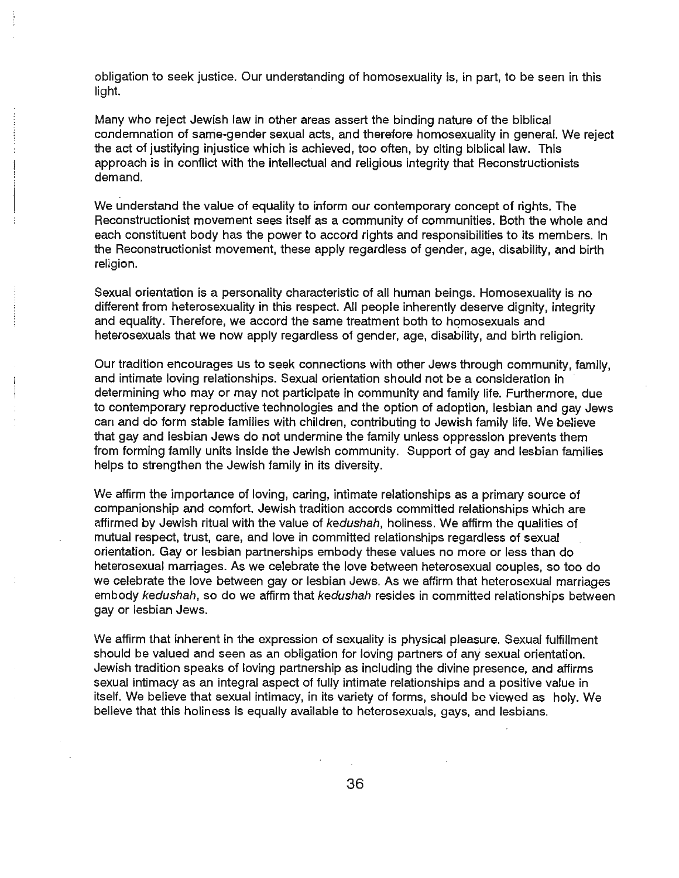obligation to seek justice. Our understanding of homosexuality is, in part, to be seen in this light.

Many who reject Jewish law in other areas assert the binding nature of the biblical condemnation of same-gender sexual acts, and therefore homosexuality in general. We reject the act of justifying injustice which is achieved, too often, by citing biblical law. This approach is in conflict with the intellectual and religious integrity that Reconstructionists demand.

We understand the value of equality to inform our contemporary concept of rights. The Reconstructionist movement sees itself as a community of communities. Both the whole and each constituent body has the power to accord rights and responsibilities to its members. In the Reconstructionist movement, these apply regardless of gender, age, disability, and birth religion.

Sexual orientation is a personality characteristic of all human beings. Homosexuality is no different from heterosexuality in this respect. All people inherently deserve dignity, integrity and equality. Therefore, we accord the same treatment both to homosexuals and heterosexuals that we now apply regardless of gender, age, disability, and birth religion.

Our tradition encourages us to seek connections with other Jews through community, family, and intimate loving relationships. Sexual orientation should not be a consideration in determining who may or may not participate in community and family life. Furthermore, due to contemporary reproductive technologies and the option of adoption, lesbian and gay Jews can and do form stable families with children, contributing to Jewish family life. We believe that gay and lesbian Jews do not undermine the family unless oppression prevents them from forming family units inside the Jewish community. Support of gay and lesbian families helps to strengthen the Jewish family in its diversity.

We affirm the importance of loving, caring, intimate relationships as a primary source of companionship and comfort. Jewish tradition accords committed relationships which are affirmed by Jewish ritual with the value of *kedushah*, holiness. We affirm the qualities of mutual respect, trust, care, and love in committed relationships regardless of sexual orientation. Gay or lesbian partnerships embody these values no more or less than do heterosexual marriages. As we celebrate the love between heterosexual couples, so too do we celebrate the love between gay or lesbian Jews. As we affirm that heterosexual marriages embody *kedushah*, so do we affirm that *kedushah* resides in committed relationships between gay or lesbian Jews.

We affirm that inherent in the expression of sexuality is physical pleasure. Sexual fulfillment should be valued and seen as an obligation for loving partners of any sexual orientation. Jewish tradition speaks of loving partnership as including the divine presence, and affirms sexual intimacy as an integral aspect of fully intimate relationships and a positive value in itself. We believe that sexual intimacy, in its variety of forms, should be viewed as holy. We believe that this holiness is equally available to heterosexuals, gays, and lesbians.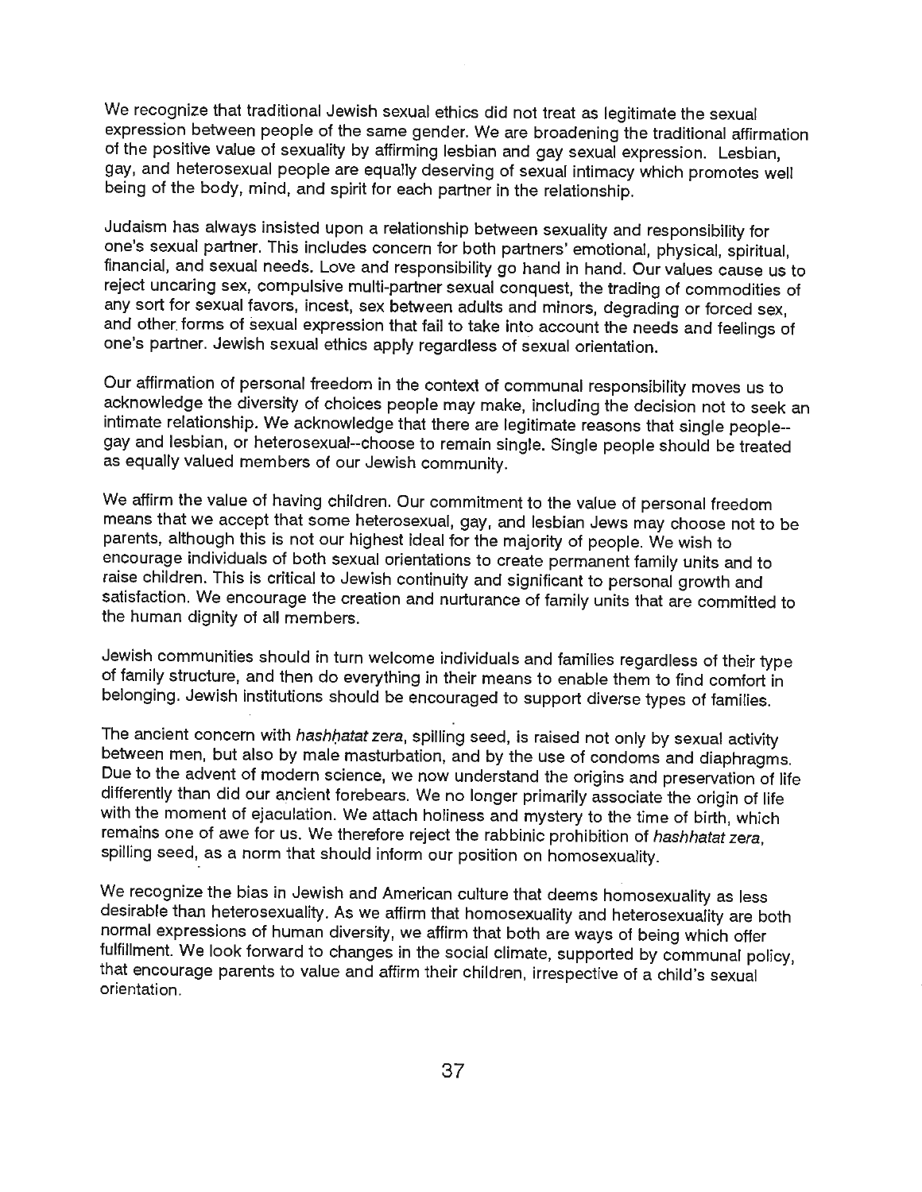We recognize that traditional Jewish sexual ethics did not treat as legitimate the sexual expression between people of the same gender. We are broadening the traditional affirmation of the positive value of sexuality by affirming lesbian and gay sexual expression. Lesbian, gay, and heterosexual people are equally deserving of sexual intimacy which promotes well being of the body, mind, and spirit for each partner in the relationship.

Judaism has always insisted upon a relationship between sexuality and responsibility for one's sexual partner. This includes concern for both partners' emotional, physical, spiritual, financial, and sexual needs. Love and responsibility go hand in hand. Our values cause us to reject uncaring sex, compulsive multi-partner sexual conquest, the trading of commodities of any sort for sexual favors, incest, sex between adults and minors, degrading or forced sex, and other forms of sexual expression that fail to take into account the needs and feelings of one's partner. Jewish sexual ethics apply regardless of sexual orientation.

Our affirmation of personal freedom in the context of communal responsibility moves us to acknowledge the diversity of choices people may make, including the decision not to seek an intimate relationship. We acknowledge that there are legitimate reasons that single people--gay and lesbian, or heterosexual--choose to remain single. Single people should be treated as equally valued members of our Jewish community.

We affirm the value of having children. Our commitment to the value of personal freedom means that we accept that some heterosexual, gay, and lesbian Jews may choose not to be parents, although this is not our highest ideal for the majority of people. We wish to encourage individuals of both sexual orientations to create permanent family units and to raise children. This is critical to Jewish continuity and significant to personal growth and satisfaction. We encourage the creation and nurturance of family units that are committed to the human dignity of all members.

Jewish communities should in turn welcome individuals and families regardless of their type of family structure, and then do everything in their means to enable them to find comfort in belonging. Jewish institutions should be encouraged to support diverse types of families.

The ancient concern with *hashḥatat zera*, spilling seed, is raised not only by sexual activity between men, but also by male masturbation, and by the use of condoms and diaphragms. Due to the advent of modern science, we now understand the origins and preservation of life differently than did our ancient forebears. We no longer primarily associate the origin of life with the moment of ejaculation. We attach holiness and mystery to the time of birth, which remains one of awe for us. We therefore reject the rabbinic prohibition of *hashhatat zera*, spilling seed, as a norm that should inform our position on homosexuality.

We recognize the bias in Jewish and American culture that deems homosexuality as less desirable than heterosexuality. As we affirm that homosexuality and heterosexuality are both normal expressions of human diversity, we affirm that both are ways of being which offer fulfillment. We look forward to changes in the social climate, supported by communal policy, that encourage parents to value and affirm their children, irrespective of a child's sexual orientation.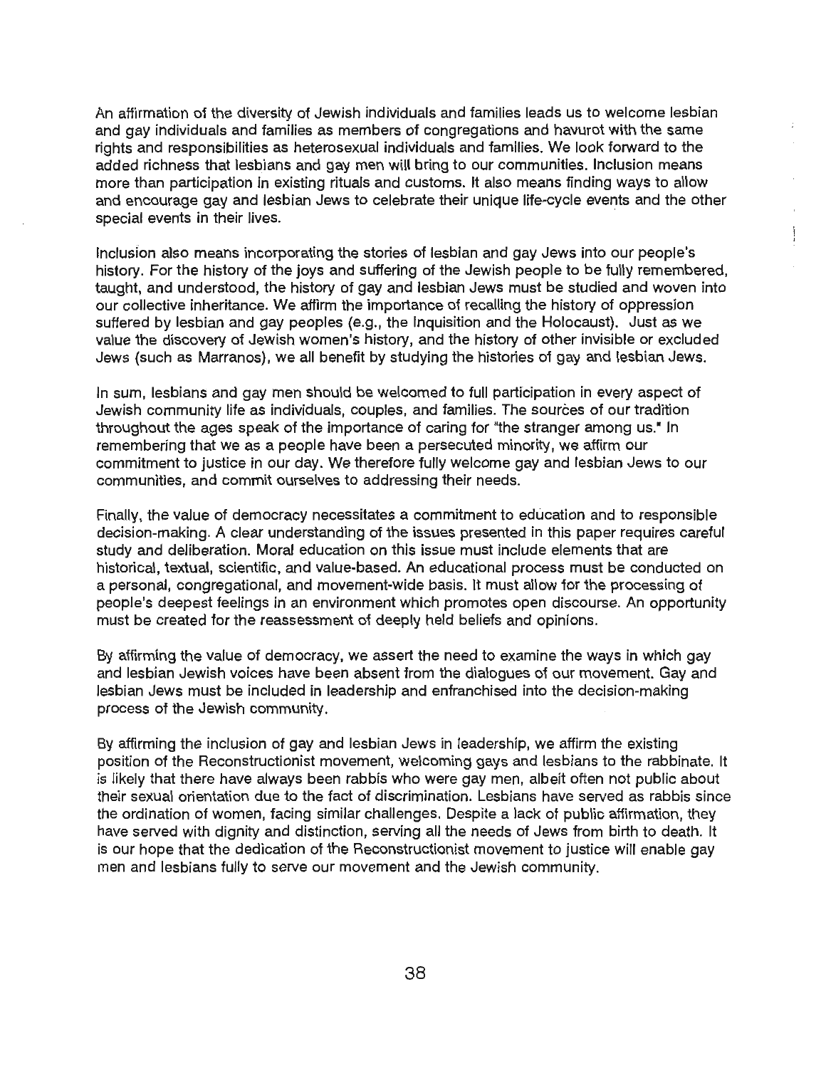An affirmation of the diversity of Jewish individuals and families leads us to welcome lesbian and gay individuals and families as members of congregations and havurot with the same rights and responsibilities as heterosexual individuals and families. We look forward to the added richness that lesbians and gay men will bring to our communities. Inclusion means more than participation in existing rituals and customs. It also means finding ways to allow and encourage gay and lesbian Jews to celebrate their unique life-cycle events and the other special events in their lives.

Inclusion also means incorporating the stories of lesbian and gay Jews into our people's history. For the history of the joys and suffering of the Jewish people to be fully remembered, taught, and understood, the history of gay and lesbian Jews must be studied and woven into our collective inheritance. We affirm the importance of recalling the history of oppression suffered by lesbian and gay peoples (e.g., the Inquisition and the Holocaust). Just as we value the discovery of Jewish women's history, and the history of other invisible or excluded Jews (such as Marranos), we all benefit by studying the histories of gay and lesbian Jews.

In sum, lesbians and gay men should be welcomed to full participation in every aspect of Jewish community life as individuals, couples, and families. The sources of our tradition throughout the ages speak of the importance of caring for "the stranger among us." In remembering that we as a people have been a persecuted minority, we affirm our commitment to justice in our day. We therefore fully welcome gay and lesbian Jews to our communities, and commit ourselves to addressing their needs.

Finally, the value of democracy necessitates a commitment to education and to responsible decision-making. A clear understanding of the issues presented in this paper requires careful study and deliberation. Moral education on this issue must include elements that are historical, textual, scientific, and value-based. An educational process must be conducted on a personal, congregational, and movement-wide basis. It must allow for the processing of people's deepest feelings in an environment which promotes open discourse. An opportunity must be created for the reassessment of deeply held beliefs and opinions.

By affirming the value of democracy, we assert the need to examine the ways in which gay and lesbian Jewish voices have been absent from the dialogues of our movement. Gay and lesbian Jews must be included in leadership and enfranchised into the decision-making process of the Jewish community.

By affirming the inclusion of gay and lesbian Jews in leadership, we affirm the existing position of the Reconstructionist movement, welcoming gays and lesbians to the rabbinate. It is likely that there have always been rabbis who were gay men, albeit often not public about their sexual orientation due to the fact of discrimination. Lesbians have served as rabbis since the ordination of women, facing similar challenges. Despite a lack of public affirmation, they have served with dignity and distinction, serving all the needs of Jews from birth to death. It is our hope that the dedication of the Reconstructionist movement to justice will enable gay men and lesbians fully to serve our movement and the Jewish community.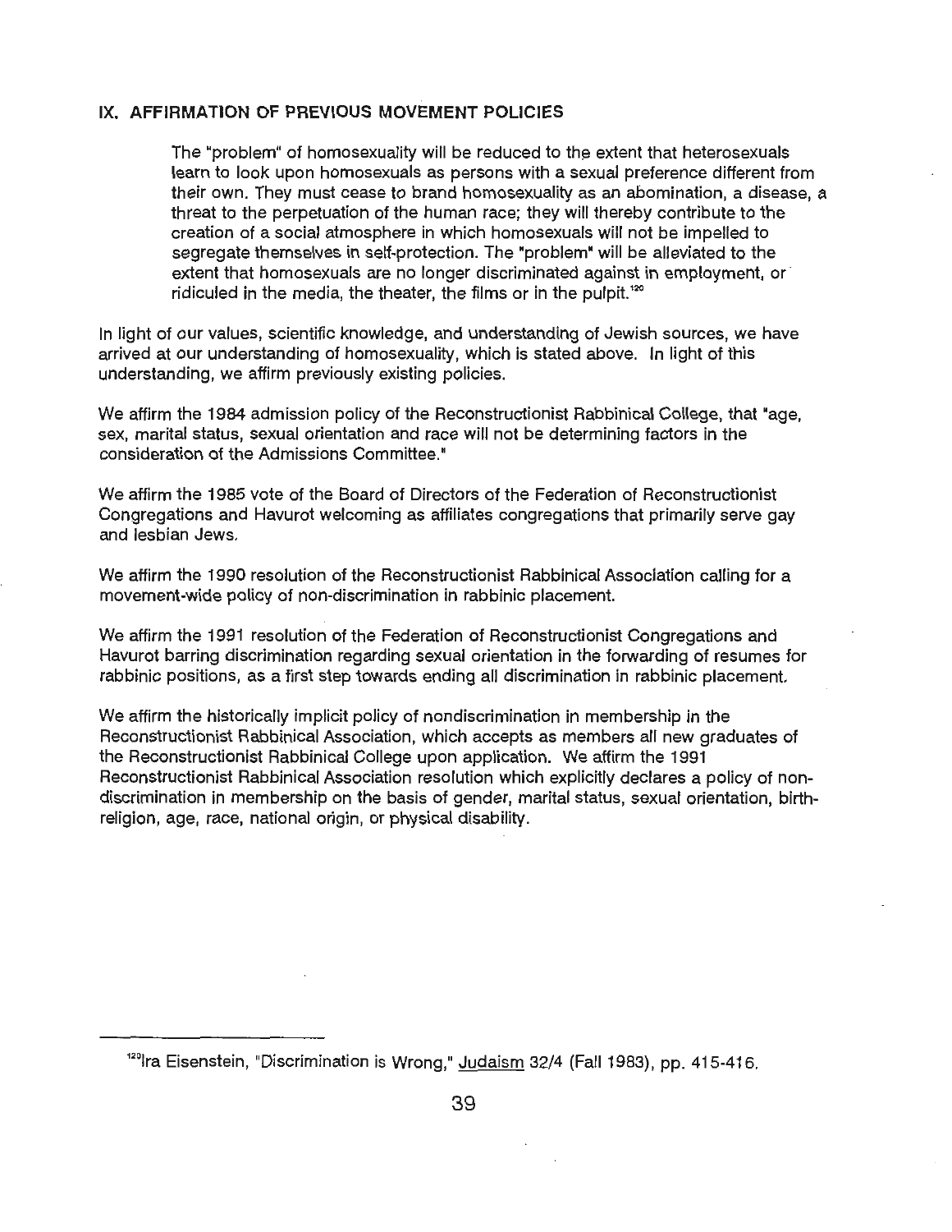## IX. AFFIRMATION OF PREVIOUS MOVEMENT POLICIES

> The "problem" of homosexuality will be reduced to the extent that heterosexuals learn to look upon homosexuals as persons with a sexual preference different from their own. They must cease to brand homosexuality as an abomination, a disease, a threat to the perpetuation of the human race; they will thereby contribute to the creation of a social atmosphere in which homosexuals will not be impelled to segregate themselves in self-protection. The "problem" will be alleviated to the extent that homosexuals are no longer discriminated against in employment, or ridiculed in the media, the theater, the films or in the pulpit.[120]

In light of our values, scientific knowledge, and understanding of Jewish sources, we have arrived at our understanding of homosexuality, which is stated above. In light of this understanding, we affirm previously existing policies.

We affirm the 1984 admission policy of the Reconstructionist Rabbinical College, that "age, sex, marital status, sexual orientation and race will not be determining factors in the consideration of the Admissions Committee."

We affirm the 1985 vote of the Board of Directors of the Federation of Reconstructionist Congregations and Havurot welcoming as affiliates congregations that primarily serve gay and lesbian Jews.

We affirm the 1990 resolution of the Reconstructionist Rabbinical Association calling for a movement-wide policy of non-discrimination in rabbinic placement.

We affirm the 1991 resolution of the Federation of Reconstructionist Congregations and Havurot barring discrimination regarding sexual orientation in the forwarding of resumes for rabbinic positions, as a first step towards ending all discrimination in rabbinic placement.

We affirm the historically implicit policy of nondiscrimination in membership in the Reconstructionist Rabbinical Association, which accepts as members all new graduates of the Reconstructionist Rabbinical College upon application. We affirm the 1991 Reconstructionist Rabbinical Association resolution which explicitly declares a policy of non-discrimination in membership on the basis of gender, marital status, sexual orientation, birth-religion, age, race, national origin, or physical disability.

---

[120] Ira Eisenstein, "Discrimination is Wrong," Judaism 32/4 (Fall 1983), pp. 415-416.